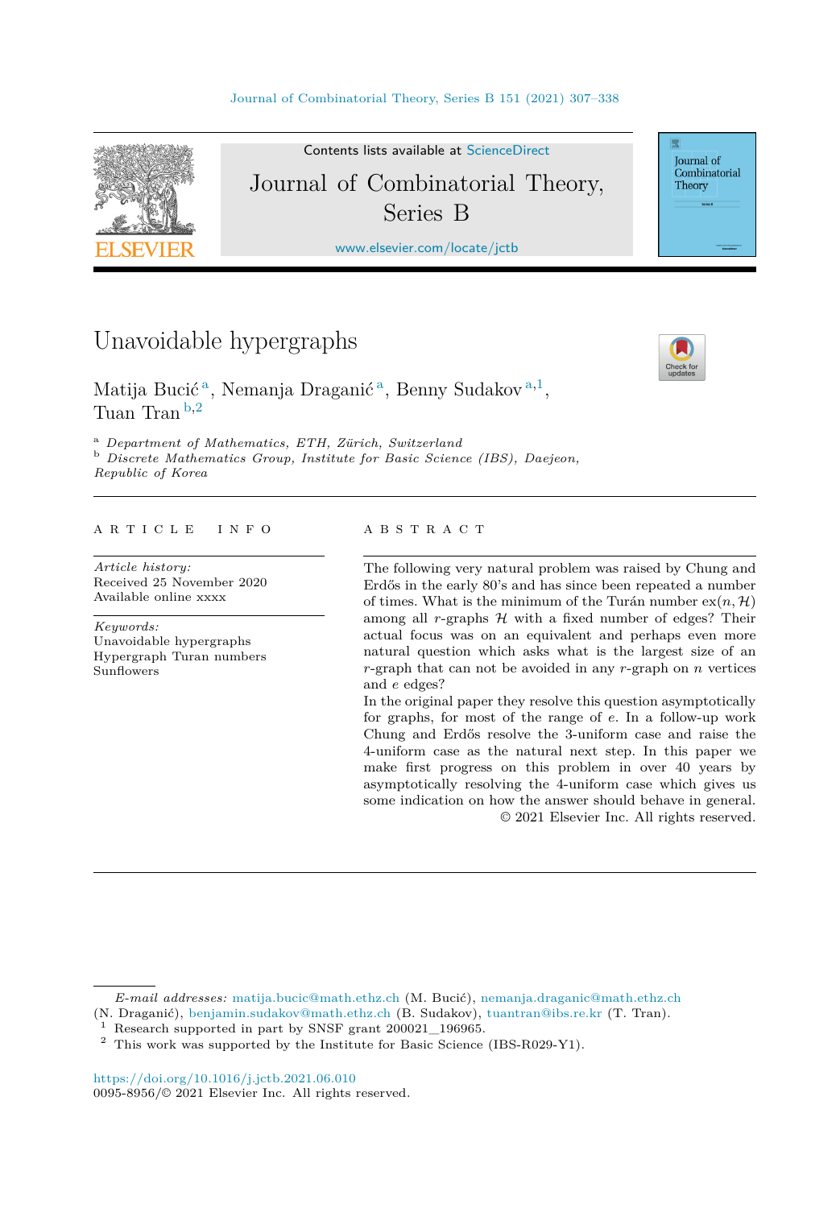# Unavoidable hypergraphs

Matija Bucić [a], Nemanja Draganić [a], Benny Sudakov [a,1], Tuan Tran [b,2]

[a] *Department of Mathematics, ETH, Zürich, Switzerland*
[b] *Discrete Mathematics Group, Institute for Basic Science (IBS), Daejeon, Republic of Korea*

---

A R T I C L E   I N F O

*Article history:*
Received 25 November 2020
Available online xxxx

*Keywords:*
Unavoidable hypergraphs
Hypergraph Turan numbers
Sunflowers

A B S T R A C T

The following very natural problem was raised by Chung and Erdős in the early 80's and has since been repeated a number of times. What is the minimum of the Turán number $\mathrm{ex}(n, \mathcal{H})$ among all $r$-graphs $\mathcal{H}$ with a fixed number of edges? Their actual focus was on an equivalent and perhaps even more natural question which asks what is the largest size of an $r$-graph that can not be avoided in any $r$-graph on $n$ vertices and $e$ edges?

In the original paper they resolve this question asymptotically for graphs, for most of the range of $e$. In a follow-up work Chung and Erdős resolve the 3-uniform case and raise the 4-uniform case as the natural next step. In this paper we make first progress on this problem in over 40 years by asymptotically resolving the 4-uniform case which gives us some indication on how the answer should behave in general.

© 2021 Elsevier Inc. All rights reserved.

---

*E-mail addresses:* matija.bucic@math.ethz.ch (M. Bucić), nemanja.draganic@math.ethz.ch (N. Draganić), benjamin.sudakov@math.ethz.ch (B. Sudakov), tuantran@ibs.re.kr (T. Tran).

[1] Research supported in part by SNSF grant 200021_196965.

[2] This work was supported by the Institute for Basic Science (IBS-R029-Y1).

https://doi.org/10.1016/j.jctb.2021.06.010
0095-8956/© 2021 Elsevier Inc. All rights reserved.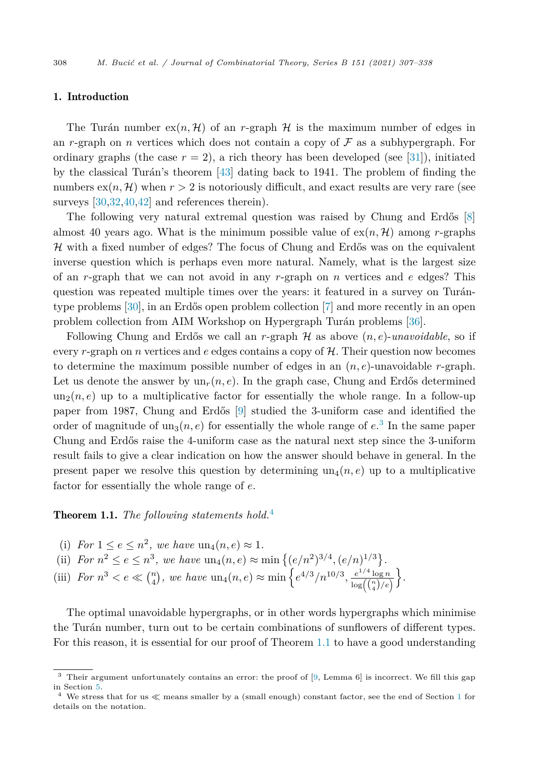## 1. Introduction

The Turán number $\mathrm{ex}(n, \mathcal{H})$ of an $r$-graph $\mathcal{H}$ is the maximum number of edges in an $r$-graph on $n$ vertices which does not contain a copy of $\mathcal{F}$ as a subhypergraph. For ordinary graphs (the case $r = 2$), a rich theory has been developed (see [31]), initiated by the classical Turán's theorem [43] dating back to 1941. The problem of finding the numbers $\mathrm{ex}(n, \mathcal{H})$ when $r > 2$ is notoriously difficult, and exact results are very rare (see surveys [30,32,40,42] and references therein).

The following very natural extremal question was raised by Chung and Erdős [8] almost 40 years ago. What is the minimum possible value of $\mathrm{ex}(n, \mathcal{H})$ among $r$-graphs $\mathcal{H}$ with a fixed number of edges? The focus of Chung and Erdős was on the equivalent inverse question which is perhaps even more natural. Namely, what is the largest size of an $r$-graph that we can not avoid in any $r$-graph on $n$ vertices and $e$ edges? This question was repeated multiple times over the years: it featured in a survey on Turán-type problems [30], in an Erdős open problem collection [7] and more recently in an open problem collection from AIM Workshop on Hypergraph Turán problems [36].

Following Chung and Erdős we call an $r$-graph $\mathcal{H}$ as above $(n, e)$-*unavoidable*, so if every $r$-graph on $n$ vertices and $e$ edges contains a copy of $\mathcal{H}$. Their question now becomes to determine the maximum possible number of edges in an $(n, e)$-unavoidable $r$-graph. Let us denote the answer by $\mathrm{un}_r(n, e)$. In the graph case, Chung and Erdős determined $\mathrm{un}_2(n, e)$ up to a multiplicative factor for essentially the whole range. In a follow-up paper from 1987, Chung and Erdős [9] studied the 3-uniform case and identified the order of magnitude of $\mathrm{un}_3(n, e)$ for essentially the whole range of $e$.[3] In the same paper Chung and Erdős raise the 4-uniform case as the natural next step since the 3-uniform result fails to give a clear indication on how the answer should behave in general. In the present paper we resolve this question by determining $\mathrm{un}_4(n, e)$ up to a multiplicative factor for essentially the whole range of $e$.

**Theorem 1.1.** *The following statements hold.*[4]

(i) *For* $1 \leq e \leq n^2$, *we have* $\mathrm{un}_4(n, e) \approx 1$.

(ii) *For* $n^2 \leq e \leq n^3$, *we have* $\mathrm{un}_4(n, e) \approx \min\left\{(e/n^2)^{3/4}, (e/n)^{1/3}\right\}$.

(iii) *For* $n^3 < e \ll \binom{n}{4}$, *we have* $\mathrm{un}_4(n, e) \approx \min\left\{e^{4/3}/n^{10/3}, \frac{e^{1/4}\log n}{\log\left(\binom{n}{4}/e\right)}\right\}$.

The optimal unavoidable hypergraphs, or in other words hypergraphs which minimise the Turán number, turn out to be certain combinations of sunflowers of different types. For this reason, it is essential for our proof of Theorem 1.1 to have a good understanding

---

[3] Their argument unfortunately contains an error: the proof of [9, Lemma 6] is incorrect. We fill this gap in Section 5.

[4] We stress that for us $\ll$ means smaller by a (small enough) constant factor, see the end of Section 1 for details on the notation.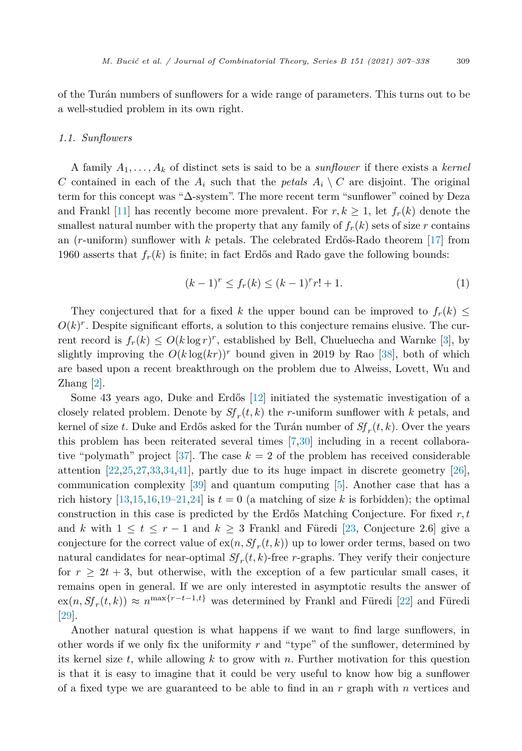of the Turán numbers of sunflowers for a wide range of parameters. This turns out to be a well-studied problem in its own right.

### 1.1. Sunflowers

A family $A_1, \ldots, A_k$ of distinct sets is said to be a *sunflower* if there exists a *kernel* $C$ contained in each of the $A_i$ such that the *petals* $A_i \setminus C$ are disjoint. The original term for this concept was "$\Delta$-system". The more recent term "sunflower" coined by Deza and Frankl [11] has recently become more prevalent. For $r, k \geq 1$, let $f_r(k)$ denote the smallest natural number with the property that any family of $f_r(k)$ sets of size $r$ contains an ($r$-uniform) sunflower with $k$ petals. The celebrated Erdős-Rado theorem [17] from 1960 asserts that $f_r(k)$ is finite; in fact Erdős and Rado gave the following bounds:

$$(k-1)^r \leq f_r(k) \leq (k-1)^r r! + 1. \tag{1}$$

They conjectured that for a fixed $k$ the upper bound can be improved to $f_r(k) \leq O(k)^r$. Despite significant efforts, a solution to this conjecture remains elusive. The current record is $f_r(k) \leq O(k \log r)^r$, established by Bell, Chueluecha and Warnke [3], by slightly improving the $O(k \log(kr))^r$ bound given in 2019 by Rao [38], both of which are based upon a recent breakthrough on the problem due to Alweiss, Lovett, Wu and Zhang [2].

Some 43 years ago, Duke and Erdős [12] initiated the systematic investigation of a closely related problem. Denote by $Sf_r(t,k)$ the $r$-uniform sunflower with $k$ petals, and kernel of size $t$. Duke and Erdős asked for the Turán number of $Sf_r(t,k)$. Over the years this problem has been reiterated several times [7,30] including in a recent collaborative "polymath" project [37]. The case $k = 2$ of the problem has received considerable attention [22,25,27,33,34,41], partly due to its huge impact in discrete geometry [26], communication complexity [39] and quantum computing [5]. Another case that has a rich history [13,15,16,19–21,24] is $t = 0$ (a matching of size $k$ is forbidden); the optimal construction in this case is predicted by the Erdős Matching Conjecture. For fixed $r, t$ and $k$ with $1 \leq t \leq r-1$ and $k \geq 3$ Frankl and Füredi [23, Conjecture 2.6] give a conjecture for the correct value of $\mathrm{ex}(n, Sf_r(t,k))$ up to lower order terms, based on two natural candidates for near-optimal $Sf_r(t,k)$-free $r$-graphs. They verify their conjecture for $r \geq 2t+3$, but otherwise, with the exception of a few particular small cases, it remains open in general. If we are only interested in asymptotic results the answer of $\mathrm{ex}(n, Sf_r(t,k)) \approx n^{\max\{r-t-1,t\}}$ was determined by Frankl and Füredi [22] and Füredi [29].

Another natural question is what happens if we want to find large sunflowers, in other words if we only fix the uniformity $r$ and "type" of the sunflower, determined by its kernel size $t$, while allowing $k$ to grow with $n$. Further motivation for this question is that it is easy to imagine that it could be very useful to know how big a sunflower of a fixed type we are guaranteed to be able to find in an $r$ graph with $n$ vertices and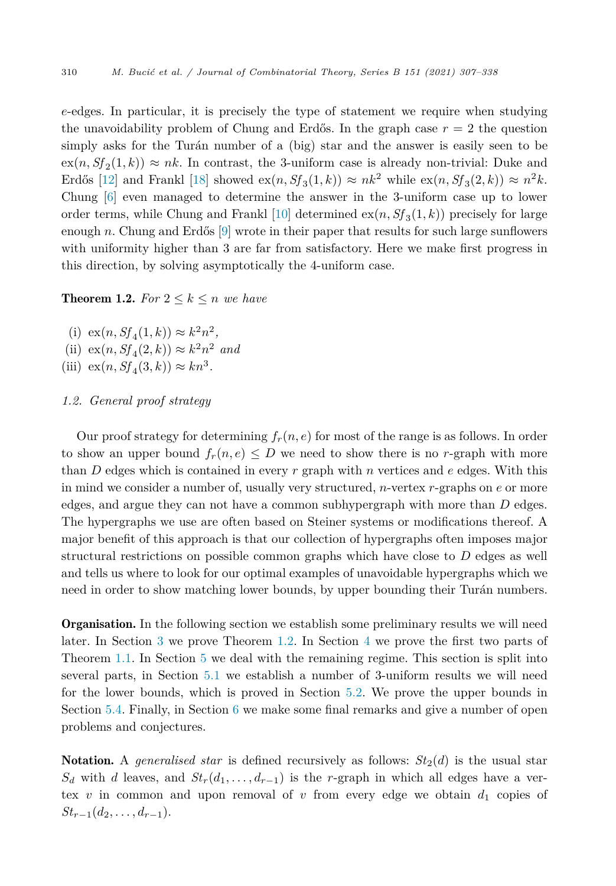$e$-edges. In particular, it is precisely the type of statement we require when studying the unavoidability problem of Chung and Erdős. In the graph case $r = 2$ the question simply asks for the Turán number of a (big) star and the answer is easily seen to be $\mathrm{ex}(n, Sf_2(1, k)) \approx nk$. In contrast, the 3-uniform case is already non-trivial: Duke and Erdős [12] and Frankl [18] showed $\mathrm{ex}(n, Sf_3(1, k)) \approx nk^2$ while $\mathrm{ex}(n, Sf_3(2, k)) \approx n^2k$. Chung [6] even managed to determine the answer in the 3-uniform case up to lower order terms, while Chung and Frankl [10] determined $\mathrm{ex}(n, Sf_3(1, k))$ precisely for large enough $n$. Chung and Erdős [9] wrote in their paper that results for such large sunflowers with uniformity higher than 3 are far from satisfactory. Here we make first progress in this direction, by solving asymptotically the 4-uniform case.

**Theorem 1.2.** *For $2 \leq k \leq n$ we have*

(i) $\mathrm{ex}(n, Sf_4(1, k)) \approx k^2n^2$,
(ii) $\mathrm{ex}(n, Sf_4(2, k)) \approx k^2n^2$ *and*
(iii) $\mathrm{ex}(n, Sf_4(3, k)) \approx kn^3$.

### *1.2. General proof strategy*

Our proof strategy for determining $f_r(n, e)$ for most of the range is as follows. In order to show an upper bound $f_r(n, e) \leq D$ we need to show there is no $r$-graph with more than $D$ edges which is contained in every $r$ graph with $n$ vertices and $e$ edges. With this in mind we consider a number of, usually very structured, $n$-vertex $r$-graphs on $e$ or more edges, and argue they can not have a common subhypergraph with more than $D$ edges. The hypergraphs we use are often based on Steiner systems or modifications thereof. A major benefit of this approach is that our collection of hypergraphs often imposes major structural restrictions on possible common graphs which have close to $D$ edges as well and tells us where to look for our optimal examples of unavoidable hypergraphs which we need in order to show matching lower bounds, by upper bounding their Turán numbers.

**Organisation.** In the following section we establish some preliminary results we will need later. In Section 3 we prove Theorem 1.2. In Section 4 we prove the first two parts of Theorem 1.1. In Section 5 we deal with the remaining regime. This section is split into several parts, in Section 5.1 we establish a number of 3-uniform results we will need for the lower bounds, which is proved in Section 5.2. We prove the upper bounds in Section 5.4. Finally, in Section 6 we make some final remarks and give a number of open problems and conjectures.

**Notation.** A *generalised star* is defined recursively as follows: $St_2(d)$ is the usual star $S_d$ with $d$ leaves, and $St_r(d_1, \dots, d_{r-1})$ is the $r$-graph in which all edges have a vertex $v$ in common and upon removal of $v$ from every edge we obtain $d_1$ copies of $St_{r-1}(d_2, \dots, d_{r-1})$.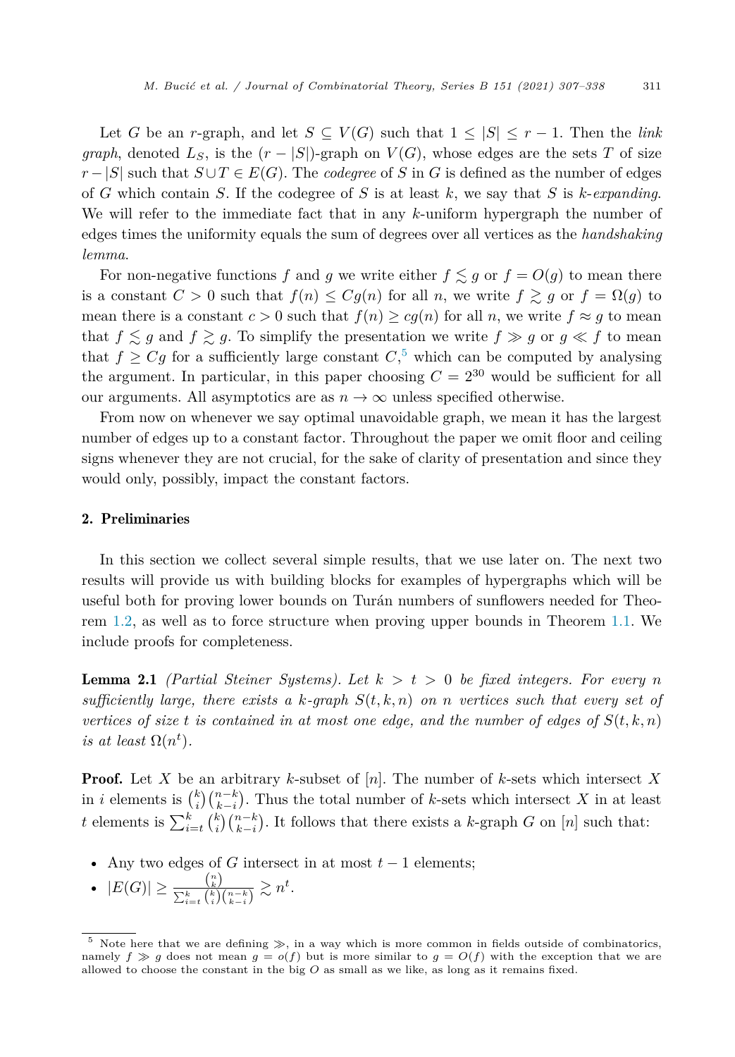Let $G$ be an $r$-graph, and let $S \subseteq V(G)$ such that $1 \le |S| \le r-1$. Then the *link graph*, denoted $L_S$, is the $(r-|S|)$-graph on $V(G)$, whose edges are the sets $T$ of size $r-|S|$ such that $S \cup T \in E(G)$. The *codegree* of $S$ in $G$ is defined as the number of edges of $G$ which contain $S$. If the codegree of $S$ is at least $k$, we say that $S$ is *$k$-expanding*. We will refer to the immediate fact that in any $k$-uniform hypergraph the number of edges times the uniformity equals the sum of degrees over all vertices as the *handshaking lemma*.

For non-negative functions $f$ and $g$ we write either $f \lesssim g$ or $f = O(g)$ to mean there is a constant $C > 0$ such that $f(n) \le Cg(n)$ for all $n$, we write $f \gtrsim g$ or $f = \Omega(g)$ to mean there is a constant $c > 0$ such that $f(n) \ge cg(n)$ for all $n$, we write $f \approx g$ to mean that $f \lesssim g$ and $f \gtrsim g$. To simplify the presentation we write $f \gg g$ or $g \ll f$ to mean that $f \ge Cg$ for a sufficiently large constant $C$,[5] which can be computed by analysing the argument. In particular, in this paper choosing $C = 2^{30}$ would be sufficient for all our arguments. All asymptotics are as $n \to \infty$ unless specified otherwise.

From now on whenever we say optimal unavoidable graph, we mean it has the largest number of edges up to a constant factor. Throughout the paper we omit floor and ceiling signs whenever they are not crucial, for the sake of clarity of presentation and since they would only, possibly, impact the constant factors.

## 2. Preliminaries

In this section we collect several simple results, that we use later on. The next two results will provide us with building blocks for examples of hypergraphs which will be useful both for proving lower bounds on Turán numbers of sunflowers needed for Theorem 1.2, as well as to force structure when proving upper bounds in Theorem 1.1. We include proofs for completeness.

**Lemma 2.1** *(Partial Steiner Systems). Let $k > t > 0$ be fixed integers. For every $n$ sufficiently large, there exists a $k$-graph $S(t, k, n)$ on $n$ vertices such that every set of vertices of size $t$ is contained in at most one edge, and the number of edges of $S(t, k, n)$ is at least $\Omega(n^t)$.*

**Proof.** Let $X$ be an arbitrary $k$-subset of $[n]$. The number of $k$-sets which intersect $X$ in $i$ elements is $\binom{k}{i}\binom{n-k}{k-i}$. Thus the total number of $k$-sets which intersect $X$ in at least $t$ elements is $\sum_{i=t}^{k} \binom{k}{i}\binom{n-k}{k-i}$. It follows that there exists a $k$-graph $G$ on $[n]$ such that:

- Any two edges of $G$ intersect in at most $t-1$ elements;
- $|E(G)| \ge \frac{\binom{n}{k}}{\sum_{i=t}^{k} \binom{k}{i}\binom{n-k}{k-i}} \gtrsim n^t$.

[5] Note here that we are defining $\gg$, in a way which is more common in fields outside of combinatorics, namely $f \gg g$ does not mean $g = o(f)$ but is more similar to $g = O(f)$ with the exception that we are allowed to choose the constant in the big $O$ as small as we like, as long as it remains fixed.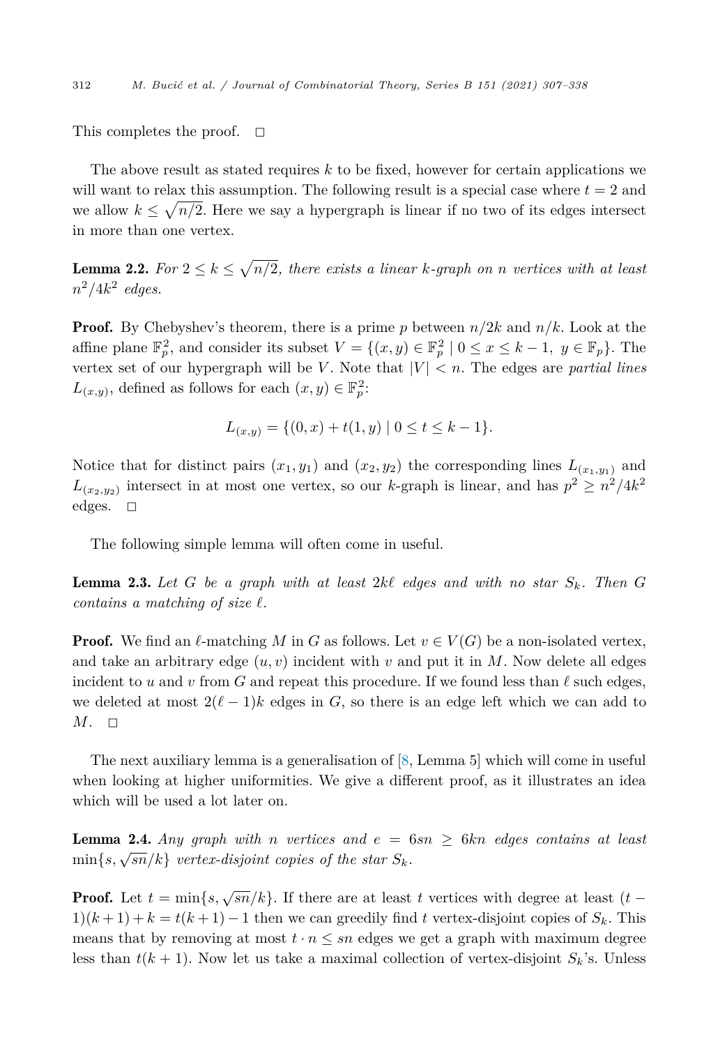This completes the proof. $\square$

The above result as stated requires $k$ to be fixed, however for certain applications we will want to relax this assumption. The following result is a special case where $t = 2$ and we allow $k \leq \sqrt{n/2}$. Here we say a hypergraph is linear if no two of its edges intersect in more than one vertex.

**Lemma 2.2.** *For $2 \leq k \leq \sqrt{n/2}$, there exists a linear $k$-graph on $n$ vertices with at least $n^2/4k^2$ edges.*

**Proof.** By Chebyshev's theorem, there is a prime $p$ between $n/2k$ and $n/k$. Look at the affine plane $\mathbb{F}_p^2$, and consider its subset $V = \{(x, y) \in \mathbb{F}_p^2 \mid 0 \leq x \leq k-1, \ y \in \mathbb{F}_p\}$. The vertex set of our hypergraph will be $V$. Note that $|V| < n$. The edges are *partial lines* $L_{(x,y)}$, defined as follows for each $(x, y) \in \mathbb{F}_p^2$:

$$L_{(x,y)} = \{(0, x) + t(1, y) \mid 0 \leq t \leq k-1\}.$$

Notice that for distinct pairs $(x_1, y_1)$ and $(x_2, y_2)$ the corresponding lines $L_{(x_1,y_1)}$ and $L_{(x_2,y_2)}$ intersect in at most one vertex, so our $k$-graph is linear, and has $p^2 \geq n^2/4k^2$ edges. $\square$

The following simple lemma will often come in useful.

**Lemma 2.3.** *Let $G$ be a graph with at least $2k\ell$ edges and with no star $S_k$. Then $G$ contains a matching of size $\ell$.*

**Proof.** We find an $\ell$-matching $M$ in $G$ as follows. Let $v \in V(G)$ be a non-isolated vertex, and take an arbitrary edge $(u, v)$ incident with $v$ and put it in $M$. Now delete all edges incident to $u$ and $v$ from $G$ and repeat this procedure. If we found less than $\ell$ such edges, we deleted at most $2(\ell - 1)k$ edges in $G$, so there is an edge left which we can add to $M$. $\square$

The next auxiliary lemma is a generalisation of [8, Lemma 5] which will come in useful when looking at higher uniformities. We give a different proof, as it illustrates an idea which will be used a lot later on.

**Lemma 2.4.** *Any graph with $n$ vertices and $e = 6sn \geq 6kn$ edges contains at least $\min\{s, \sqrt{sn}/k\}$ vertex-disjoint copies of the star $S_k$.*

**Proof.** Let $t = \min\{s, \sqrt{sn}/k\}$. If there are at least $t$ vertices with degree at least $(t - 1)(k+1) + k = t(k+1) - 1$ then we can greedily find $t$ vertex-disjoint copies of $S_k$. This means that by removing at most $t \cdot n \leq sn$ edges we get a graph with maximum degree less than $t(k+1)$. Now let us take a maximal collection of vertex-disjoint $S_k$'s. Unless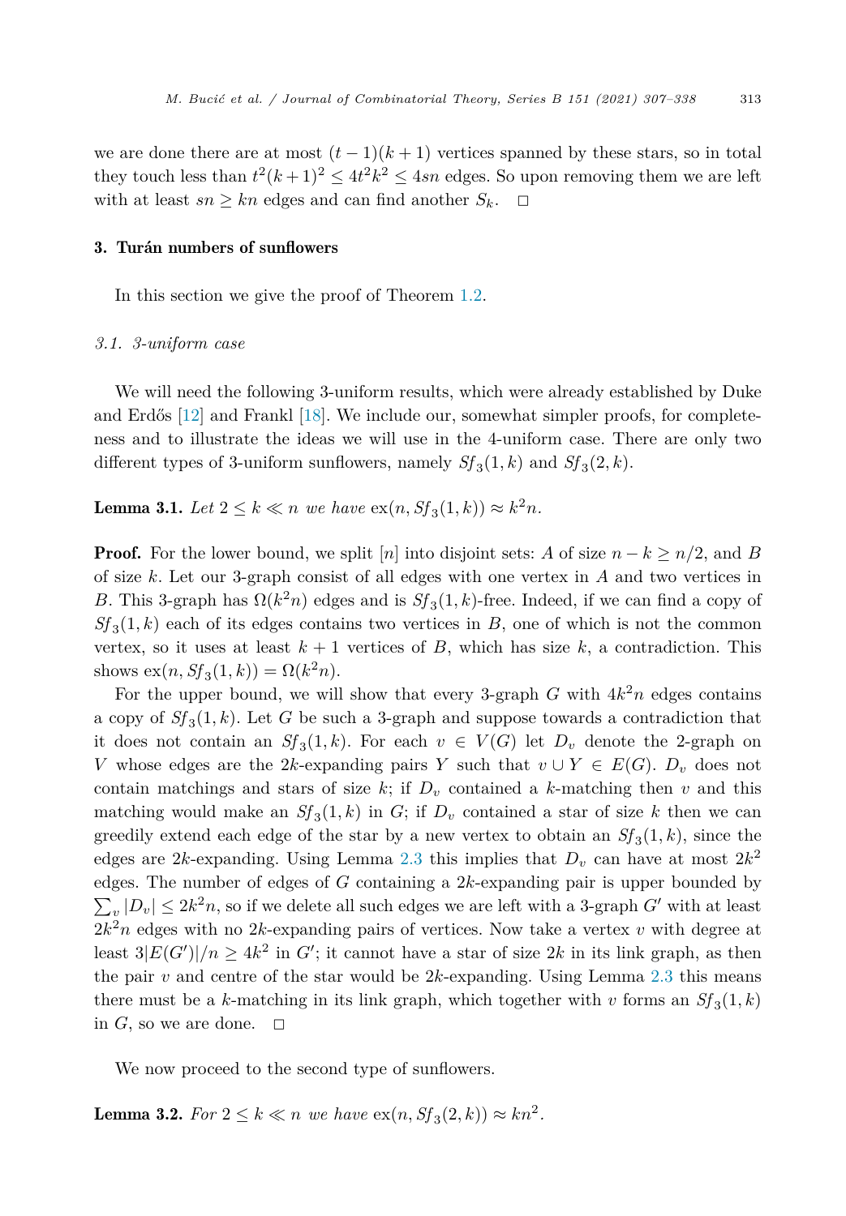we are done there are at most $(t-1)(k+1)$ vertices spanned by these stars, so in total they touch less than $t^2(k+1)^2 \le 4t^2k^2 \le 4sn$ edges. So upon removing them we are left with at least $sn \ge kn$ edges and can find another $S_k$. $\square$

## 3. Turán numbers of sunflowers

In this section we give the proof of Theorem 1.2.

### 3.1. 3-uniform case

We will need the following 3-uniform results, which were already established by Duke and Erdős [12] and Frankl [18]. We include our, somewhat simpler proofs, for completeness and to illustrate the ideas we will use in the 4-uniform case. There are only two different types of 3-uniform sunflowers, namely $Sf_3(1,k)$ and $Sf_3(2,k)$.

**Lemma 3.1.** *Let $2 \le k \ll n$ we have $\mathrm{ex}(n, Sf_3(1,k)) \approx k^2 n$.*

**Proof.** For the lower bound, we split $[n]$ into disjoint sets: $A$ of size $n-k \ge n/2$, and $B$ of size $k$. Let our 3-graph consist of all edges with one vertex in $A$ and two vertices in $B$. This 3-graph has $\Omega(k^2 n)$ edges and is $Sf_3(1,k)$-free. Indeed, if we can find a copy of $Sf_3(1,k)$ each of its edges contains two vertices in $B$, one of which is not the common vertex, so it uses at least $k+1$ vertices of $B$, which has size $k$, a contradiction. This shows $\mathrm{ex}(n, Sf_3(1,k)) = \Omega(k^2 n)$.

For the upper bound, we will show that every 3-graph $G$ with $4k^2 n$ edges contains a copy of $Sf_3(1,k)$. Let $G$ be such a 3-graph and suppose towards a contradiction that it does not contain an $Sf_3(1,k)$. For each $v \in V(G)$ let $D_v$ denote the 2-graph on $V$ whose edges are the $2k$-expanding pairs $Y$ such that $v \cup Y \in E(G)$. $D_v$ does not contain matchings and stars of size $k$; if $D_v$ contained a $k$-matching then $v$ and this matching would make an $Sf_3(1,k)$ in $G$; if $D_v$ contained a star of size $k$ then we can greedily extend each edge of the star by a new vertex to obtain an $Sf_3(1,k)$, since the edges are $2k$-expanding. Using Lemma 2.3 this implies that $D_v$ can have at most $2k^2$ edges. The number of edges of $G$ containing a $2k$-expanding pair is upper bounded by $\sum_v |D_v| \le 2k^2 n$, so if we delete all such edges we are left with a 3-graph $G'$ with at least $2k^2 n$ edges with no $2k$-expanding pairs of vertices. Now take a vertex $v$ with degree at least $3|E(G')|/n \ge 4k^2$ in $G'$; it cannot have a star of size $2k$ in its link graph, as then the pair $v$ and centre of the star would be $2k$-expanding. Using Lemma 2.3 this means there must be a $k$-matching in its link graph, which together with $v$ forms an $Sf_3(1,k)$ in $G$, so we are done. $\square$

We now proceed to the second type of sunflowers.

**Lemma 3.2.** *For $2 \le k \ll n$ we have $\mathrm{ex}(n, Sf_3(2,k)) \approx kn^2$.*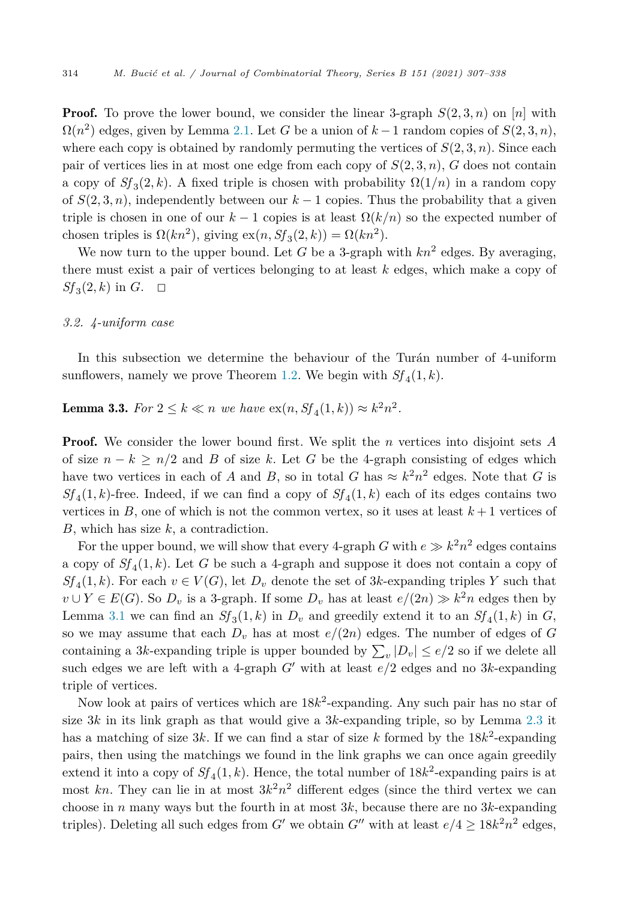**Proof.** To prove the lower bound, we consider the linear 3-graph $S(2,3,n)$ on $[n]$ with $\Omega(n^2)$ edges, given by Lemma 2.1. Let $G$ be a union of $k-1$ random copies of $S(2,3,n)$, where each copy is obtained by randomly permuting the vertices of $S(2,3,n)$. Since each pair of vertices lies in at most one edge from each copy of $S(2,3,n)$, $G$ does not contain a copy of $Sf_3(2,k)$. A fixed triple is chosen with probability $\Omega(1/n)$ in a random copy of $S(2,3,n)$, independently between our $k-1$ copies. Thus the probability that a given triple is chosen in one of our $k-1$ copies is at least $\Omega(k/n)$ so the expected number of chosen triples is $\Omega(kn^2)$, giving $\text{ex}(n, Sf_3(2,k)) = \Omega(kn^2)$.

We now turn to the upper bound. Let $G$ be a 3-graph with $kn^2$ edges. By averaging, there must exist a pair of vertices belonging to at least $k$ edges, which make a copy of $Sf_3(2,k)$ in $G$. $\square$

### 3.2. 4-uniform case

In this subsection we determine the behaviour of the Turán number of 4-uniform sunflowers, namely we prove Theorem 1.2. We begin with $Sf_4(1,k)$.

**Lemma 3.3.** *For $2 \leq k \ll n$ we have $\text{ex}(n, Sf_4(1,k)) \approx k^2n^2$.*

**Proof.** We consider the lower bound first. We split the $n$ vertices into disjoint sets $A$ of size $n-k \geq n/2$ and $B$ of size $k$. Let $G$ be the 4-graph consisting of edges which have two vertices in each of $A$ and $B$, so in total $G$ has $\approx k^2n^2$ edges. Note that $G$ is $Sf_4(1,k)$-free. Indeed, if we can find a copy of $Sf_4(1,k)$ each of its edges contains two vertices in $B$, one of which is not the common vertex, so it uses at least $k+1$ vertices of $B$, which has size $k$, a contradiction.

For the upper bound, we will show that every 4-graph $G$ with $e \gg k^2n^2$ edges contains a copy of $Sf_4(1,k)$. Let $G$ be such a 4-graph and suppose it does not contain a copy of $Sf_4(1,k)$. For each $v \in V(G)$, let $D_v$ denote the set of $3k$-expanding triples $Y$ such that $v \cup Y \in E(G)$. So $D_v$ is a 3-graph. If some $D_v$ has at least $e/(2n) \gg k^2n$ edges then by Lemma 3.1 we can find an $Sf_3(1,k)$ in $D_v$ and greedily extend it to an $Sf_4(1,k)$ in $G$, so we may assume that each $D_v$ has at most $e/(2n)$ edges. The number of edges of $G$ containing a $3k$-expanding triple is upper bounded by $\sum_v |D_v| \leq e/2$ so if we delete all such edges we are left with a 4-graph $G'$ with at least $e/2$ edges and no $3k$-expanding triple of vertices.

Now look at pairs of vertices which are $18k^2$-expanding. Any such pair has no star of size $3k$ in its link graph as that would give a $3k$-expanding triple, so by Lemma 2.3 it has a matching of size $3k$. If we can find a star of size $k$ formed by the $18k^2$-expanding pairs, then using the matchings we found in the link graphs we can once again greedily extend it into a copy of $Sf_4(1,k)$. Hence, the total number of $18k^2$-expanding pairs is at most $kn$. They can lie in at most $3k^2n^2$ different edges (since the third vertex we can choose in $n$ many ways but the fourth in at most $3k$, because there are no $3k$-expanding triples). Deleting all such edges from $G'$ we obtain $G''$ with at least $e/4 \geq 18k^2n^2$ edges,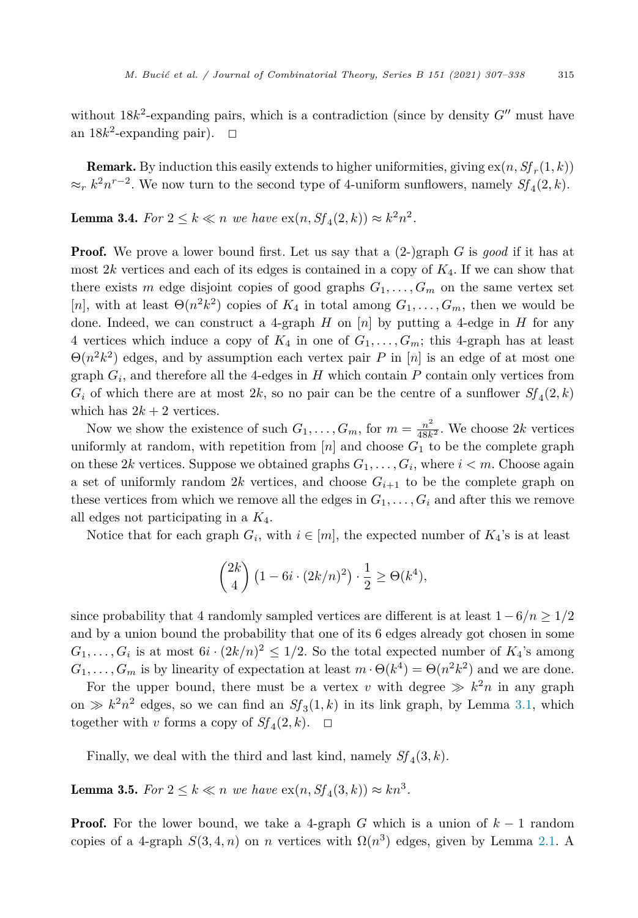without $18k^2$-expanding pairs, which is a contradiction (since by density $G''$ must have an $18k^2$-expanding pair). $\square$

**Remark.** By induction this easily extends to higher uniformities, giving $\text{ex}(n, Sf_r(1,k)) \approx_r k^2 n^{r-2}$. We now turn to the second type of 4-uniform sunflowers, namely $Sf_4(2,k)$.

**Lemma 3.4.** *For $2 \leq k \ll n$ we have $\text{ex}(n, Sf_4(2,k)) \approx k^2 n^2$.*

**Proof.** We prove a lower bound first. Let us say that a (2-)graph $G$ is *good* if it has at most $2k$ vertices and each of its edges is contained in a copy of $K_4$. If we can show that there exists $m$ edge disjoint copies of good graphs $G_1, \dots, G_m$ on the same vertex set $[n]$, with at least $\Theta(n^2k^2)$ copies of $K_4$ in total among $G_1, \dots, G_m$, then we would be done. Indeed, we can construct a 4-graph $H$ on $[n]$ by putting a 4-edge in $H$ for any 4 vertices which induce a copy of $K_4$ in one of $G_1, \dots, G_m$; this 4-graph has at least $\Theta(n^2k^2)$ edges, and by assumption each vertex pair $P$ in $[n]$ is an edge of at most one graph $G_i$, and therefore all the 4-edges in $H$ which contain $P$ contain only vertices from $G_i$ of which there are at most $2k$, so no pair can be the centre of a sunflower $Sf_4(2,k)$ which has $2k+2$ vertices.

Now we show the existence of such $G_1, \dots, G_m$, for $m = \frac{n^2}{48k^2}$. We choose $2k$ vertices uniformly at random, with repetition from $[n]$ and choose $G_1$ to be the complete graph on these $2k$ vertices. Suppose we obtained graphs $G_1, \dots, G_i$, where $i < m$. Choose again a set of uniformly random $2k$ vertices, and choose $G_{i+1}$ to be the complete graph on these vertices from which we remove all the edges in $G_1, \dots, G_i$ and after this we remove all edges not participating in a $K_4$.

Notice that for each graph $G_i$, with $i \in [m]$, the expected number of $K_4$'s is at least

$$\binom{2k}{4}\left(1 - 6i \cdot (2k/n)^2\right) \cdot \frac{1}{2} \geq \Theta(k^4),$$

since probability that 4 randomly sampled vertices are different is at least $1 - 6/n \geq 1/2$ and by a union bound the probability that one of its 6 edges already got chosen in some $G_1, \dots, G_i$ is at most $6i \cdot (2k/n)^2 \leq 1/2$. So the total expected number of $K_4$'s among $G_1, \dots, G_m$ is by linearity of expectation at least $m \cdot \Theta(k^4) = \Theta(n^2k^2)$ and we are done.

For the upper bound, there must be a vertex $v$ with degree $\gg k^2 n$ in any graph on $\gg k^2 n^2$ edges, so we can find an $Sf_3(1,k)$ in its link graph, by Lemma 3.1, which together with $v$ forms a copy of $Sf_4(2,k)$. $\square$

Finally, we deal with the third and last kind, namely $Sf_4(3,k)$.

**Lemma 3.5.** *For $2 \leq k \ll n$ we have $\text{ex}(n, Sf_4(3,k)) \approx kn^3$.*

**Proof.** For the lower bound, we take a 4-graph $G$ which is a union of $k-1$ random copies of a 4-graph $S(3,4,n)$ on $n$ vertices with $\Omega(n^3)$ edges, given by Lemma 2.1. A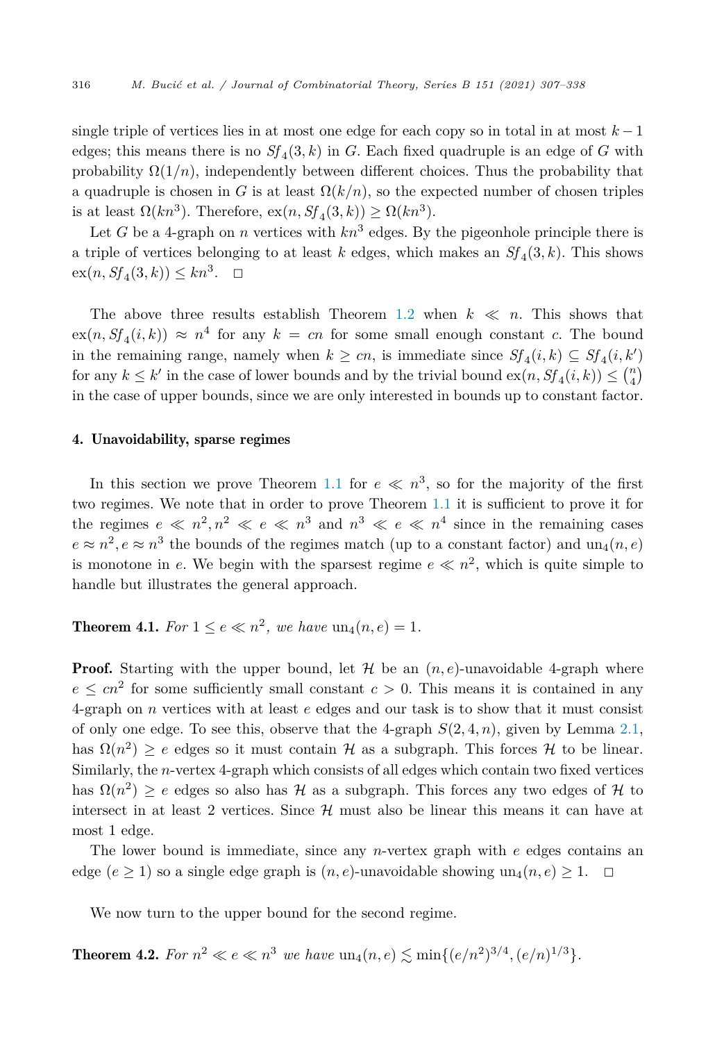single triple of vertices lies in at most one edge for each copy so in total in at most $k-1$ edges; this means there is no $Sf_4(3,k)$ in $G$. Each fixed quadruple is an edge of $G$ with probability $\Omega(1/n)$, independently between different choices. Thus the probability that a quadruple is chosen in $G$ is at least $\Omega(k/n)$, so the expected number of chosen triples is at least $\Omega(kn^3)$. Therefore, $\mathrm{ex}(n, Sf_4(3,k)) \geq \Omega(kn^3)$.

Let $G$ be a 4-graph on $n$ vertices with $kn^3$ edges. By the pigeonhole principle there is a triple of vertices belonging to at least $k$ edges, which makes an $Sf_4(3,k)$. This shows $\mathrm{ex}(n, Sf_4(3,k)) \leq kn^3$. $\square$

The above three results establish Theorem 1.2 when $k \ll n$. This shows that $\mathrm{ex}(n, Sf_4(i,k)) \approx n^4$ for any $k = cn$ for some small enough constant $c$. The bound in the remaining range, namely when $k \geq cn$, is immediate since $Sf_4(i,k) \subseteq Sf_4(i,k')$ for any $k \leq k'$ in the case of lower bounds and by the trivial bound $\mathrm{ex}(n, Sf_4(i,k)) \leq \binom{n}{4}$ in the case of upper bounds, since we are only interested in bounds up to constant factor.

## 4. Unavoidability, sparse regimes

In this section we prove Theorem 1.1 for $e \ll n^3$, so for the majority of the first two regimes. We note that in order to prove Theorem 1.1 it is sufficient to prove it for the regimes $e \ll n^2, n^2 \ll e \ll n^3$ and $n^3 \ll e \ll n^4$ since in the remaining cases $e \approx n^2, e \approx n^3$ the bounds of the regimes match (up to a constant factor) and $\mathrm{un}_4(n,e)$ is monotone in $e$. We begin with the sparsest regime $e \ll n^2$, which is quite simple to handle but illustrates the general approach.

**Theorem 4.1.** *For $1 \leq e \ll n^2$, we have $\mathrm{un}_4(n,e) = 1$.*

**Proof.** Starting with the upper bound, let $\mathcal{H}$ be an $(n,e)$-unavoidable 4-graph where $e \leq cn^2$ for some sufficiently small constant $c > 0$. This means it is contained in any 4-graph on $n$ vertices with at least $e$ edges and our task is to show that it must consist of only one edge. To see this, observe that the 4-graph $S(2,4,n)$, given by Lemma 2.1, has $\Omega(n^2) \geq e$ edges so it must contain $\mathcal{H}$ as a subgraph. This forces $\mathcal{H}$ to be linear. Similarly, the $n$-vertex 4-graph which consists of all edges which contain two fixed vertices has $\Omega(n^2) \geq e$ edges so also has $\mathcal{H}$ as a subgraph. This forces any two edges of $\mathcal{H}$ to intersect in at least 2 vertices. Since $\mathcal{H}$ must also be linear this means it can have at most 1 edge.

The lower bound is immediate, since any $n$-vertex graph with $e$ edges contains an edge ($e \geq 1$) so a single edge graph is $(n,e)$-unavoidable showing $\mathrm{un}_4(n,e) \geq 1$. $\square$

We now turn to the upper bound for the second regime.

**Theorem 4.2.** *For $n^2 \ll e \ll n^3$ we have $\mathrm{un}_4(n,e) \lesssim \min\{(e/n^2)^{3/4}, (e/n)^{1/3}\}$.*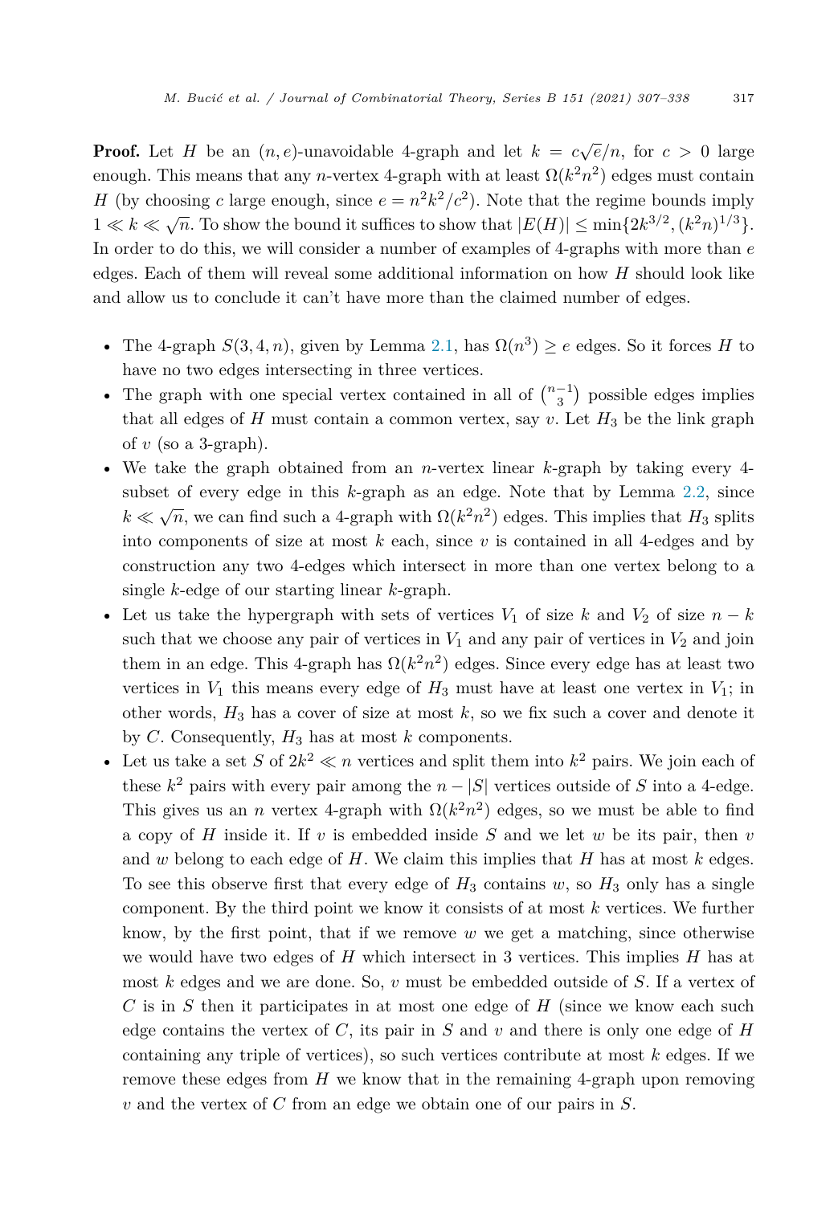**Proof.** Let $H$ be an $(n, e)$-unavoidable 4-graph and let $k = c\sqrt{e}/n$, for $c > 0$ large enough. This means that any $n$-vertex 4-graph with at least $\Omega(k^2n^2)$ edges must contain $H$ (by choosing $c$ large enough, since $e = n^2k^2/c^2$). Note that the regime bounds imply $1 \ll k \ll \sqrt{n}$. To show the bound it suffices to show that $|E(H)| \le \min\{2k^{3/2}, (k^2n)^{1/3}\}$. In order to do this, we will consider a number of examples of 4-graphs with more than $e$ edges. Each of them will reveal some additional information on how $H$ should look like and allow us to conclude it can't have more than the claimed number of edges.

- The 4-graph $S(3, 4, n)$, given by Lemma 2.1, has $\Omega(n^3) \ge e$ edges. So it forces $H$ to have no two edges intersecting in three vertices.
- The graph with one special vertex contained in all of $\binom{n-1}{3}$ possible edges implies that all edges of $H$ must contain a common vertex, say $v$. Let $H_3$ be the link graph of $v$ (so a 3-graph).
- We take the graph obtained from an $n$-vertex linear $k$-graph by taking every 4-subset of every edge in this $k$-graph as an edge. Note that by Lemma 2.2, since $k \ll \sqrt{n}$, we can find such a 4-graph with $\Omega(k^2n^2)$ edges. This implies that $H_3$ splits into components of size at most $k$ each, since $v$ is contained in all 4-edges and by construction any two 4-edges which intersect in more than one vertex belong to a single $k$-edge of our starting linear $k$-graph.
- Let us take the hypergraph with sets of vertices $V_1$ of size $k$ and $V_2$ of size $n - k$ such that we choose any pair of vertices in $V_1$ and any pair of vertices in $V_2$ and join them in an edge. This 4-graph has $\Omega(k^2n^2)$ edges. Since every edge has at least two vertices in $V_1$ this means every edge of $H_3$ must have at least one vertex in $V_1$; in other words, $H_3$ has a cover of size at most $k$, so we fix such a cover and denote it by $C$. Consequently, $H_3$ has at most $k$ components.
- Let us take a set $S$ of $2k^2 \ll n$ vertices and split them into $k^2$ pairs. We join each of these $k^2$ pairs with every pair among the $n - |S|$ vertices outside of $S$ into a 4-edge. This gives us an $n$ vertex 4-graph with $\Omega(k^2n^2)$ edges, so we must be able to find a copy of $H$ inside it. If $v$ is embedded inside $S$ and we let $w$ be its pair, then $v$ and $w$ belong to each edge of $H$. We claim this implies that $H$ has at most $k$ edges. To see this observe first that every edge of $H_3$ contains $w$, so $H_3$ only has a single component. By the third point we know it consists of at most $k$ vertices. We further know, by the first point, that if we remove $w$ we get a matching, since otherwise we would have two edges of $H$ which intersect in 3 vertices. This implies $H$ has at most $k$ edges and we are done. So, $v$ must be embedded outside of $S$. If a vertex of $C$ is in $S$ then it participates in at most one edge of $H$ (since we know each such edge contains the vertex of $C$, its pair in $S$ and $v$ and there is only one edge of $H$ containing any triple of vertices), so such vertices contribute at most $k$ edges. If we remove these edges from $H$ we know that in the remaining 4-graph upon removing $v$ and the vertex of $C$ from an edge we obtain one of our pairs in $S$.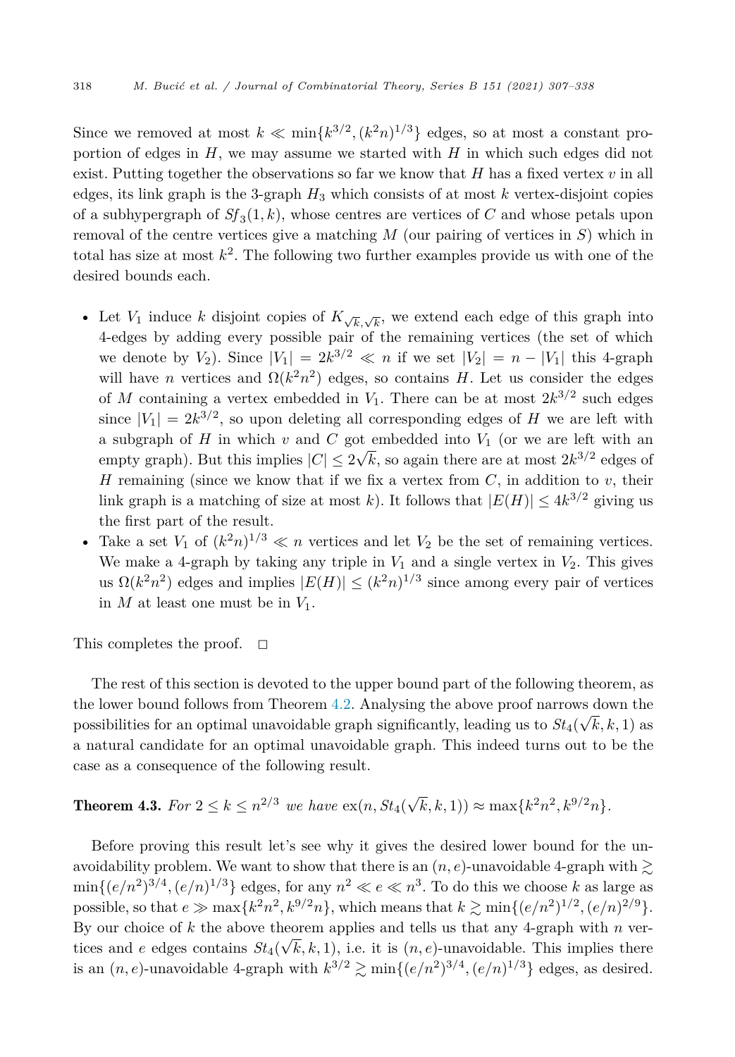Since we removed at most $k \ll \min\{k^{3/2}, (k^2n)^{1/3}\}$ edges, so at most a constant proportion of edges in $H$, we may assume we started with $H$ in which such edges did not exist. Putting together the observations so far we know that $H$ has a fixed vertex $v$ in all edges, its link graph is the 3-graph $H_3$ which consists of at most $k$ vertex-disjoint copies of a subhypergraph of $Sf_3(1,k)$, whose centres are vertices of $C$ and whose petals upon removal of the centre vertices give a matching $M$ (our pairing of vertices in $S$) which in total has size at most $k^2$. The following two further examples provide us with one of the desired bounds each.

- Let $V_1$ induce $k$ disjoint copies of $K_{\sqrt{k},\sqrt{k}}$, we extend each edge of this graph into 4-edges by adding every possible pair of the remaining vertices (the set of which we denote by $V_2$). Since $|V_1| = 2k^{3/2} \ll n$ if we set $|V_2| = n - |V_1|$ this 4-graph will have $n$ vertices and $\Omega(k^2n^2)$ edges, so contains $H$. Let us consider the edges of $M$ containing a vertex embedded in $V_1$. There can be at most $2k^{3/2}$ such edges since $|V_1| = 2k^{3/2}$, so upon deleting all corresponding edges of $H$ we are left with a subgraph of $H$ in which $v$ and $C$ got embedded into $V_1$ (or we are left with an empty graph). But this implies $|C| \le 2\sqrt{k}$, so again there are at most $2k^{3/2}$ edges of $H$ remaining (since we know that if we fix a vertex from $C$, in addition to $v$, their link graph is a matching of size at most $k$). It follows that $|E(H)| \le 4k^{3/2}$ giving us the first part of the result.
- Take a set $V_1$ of $(k^2n)^{1/3} \ll n$ vertices and let $V_2$ be the set of remaining vertices. We make a 4-graph by taking any triple in $V_1$ and a single vertex in $V_2$. This gives us $\Omega(k^2n^2)$ edges and implies $|E(H)| \le (k^2n)^{1/3}$ since among every pair of vertices in $M$ at least one must be in $V_1$.

This completes the proof. $\square$

The rest of this section is devoted to the upper bound part of the following theorem, as the lower bound follows from Theorem 4.2. Analysing the above proof narrows down the possibilities for an optimal unavoidable graph significantly, leading us to $St_4(\sqrt{k}, k, 1)$ as a natural candidate for an optimal unavoidable graph. This indeed turns out to be the case as a consequence of the following result.

**Theorem 4.3.** *For $2 \le k \le n^{2/3}$ we have* $\text{ex}(n, St_4(\sqrt{k}, k, 1)) \approx \max\{k^2n^2, k^{9/2}n\}$.

Before proving this result let's see why it gives the desired lower bound for the unavoidability problem. We want to show that there is an $(n, e)$-unavoidable 4-graph with $\gtrsim \min\{(e/n^2)^{3/4}, (e/n)^{1/3}\}$ edges, for any $n^2 \ll e \ll n^3$. To do this we choose $k$ as large as possible, so that $e \gg \max\{k^2n^2, k^{9/2}n\}$, which means that $k \gtrsim \min\{(e/n^2)^{1/2}, (e/n)^{2/9}\}$. By our choice of $k$ the above theorem applies and tells us that any 4-graph with $n$ vertices and $e$ edges contains $St_4(\sqrt{k}, k, 1)$, i.e. it is $(n, e)$-unavoidable. This implies there is an $(n, e)$-unavoidable 4-graph with $k^{3/2} \gtrsim \min\{(e/n^2)^{3/4}, (e/n)^{1/3}\}$ edges, as desired.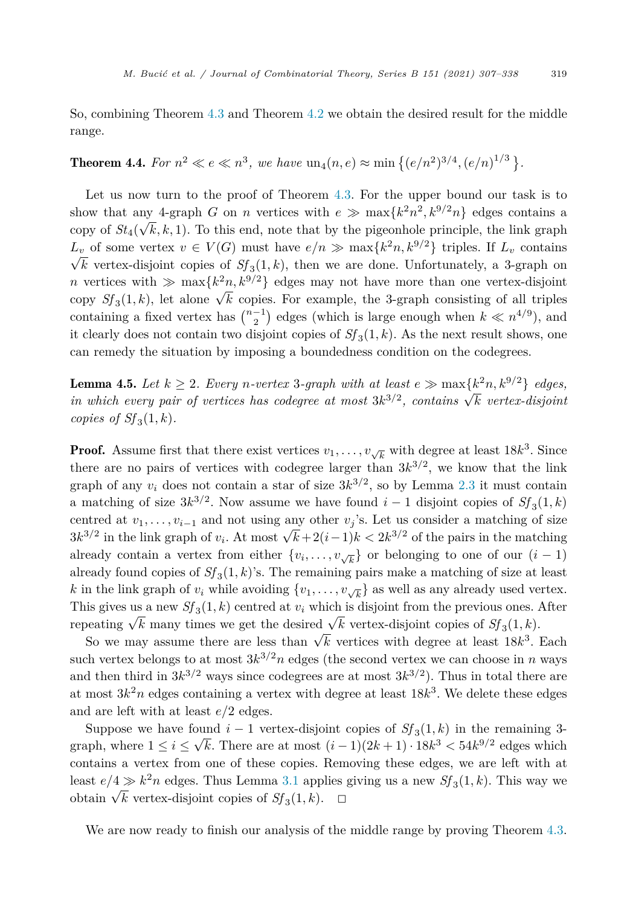So, combining Theorem 4.3 and Theorem 4.2 we obtain the desired result for the middle range.

**Theorem 4.4.** *For $n^2 \ll e \ll n^3$, we have* $\mathrm{un}_4(n, e) \approx \min\{(e/n^2)^{3/4}, (e/n)^{1/3}\}$.

Let us now turn to the proof of Theorem 4.3. For the upper bound our task is to show that any 4-graph $G$ on $n$ vertices with $e \gg \max\{k^2n^2, k^{9/2}n\}$ edges contains a copy of $St_4(\sqrt{k}, k, 1)$. To this end, note that by the pigeonhole principle, the link graph $L_v$ of some vertex $v \in V(G)$ must have $e/n \gg \max\{k^2n, k^{9/2}\}$ triples. If $L_v$ contains $\sqrt{k}$ vertex-disjoint copies of $Sf_3(1, k)$, then we are done. Unfortunately, a 3-graph on $n$ vertices with $\gg \max\{k^2n, k^{9/2}\}$ edges may not have more than one vertex-disjoint copy $Sf_3(1, k)$, let alone $\sqrt{k}$ copies. For example, the 3-graph consisting of all triples containing a fixed vertex has $\binom{n-1}{2}$ edges (which is large enough when $k \ll n^{4/9}$), and it clearly does not contain two disjoint copies of $Sf_3(1, k)$. As the next result shows, one can remedy the situation by imposing a boundedness condition on the codegrees.

**Lemma 4.5.** *Let $k \geq 2$. Every $n$-vertex 3-graph with at least $e \gg \max\{k^2n, k^{9/2}\}$ edges, in which every pair of vertices has codegree at most $3k^{3/2}$, contains $\sqrt{k}$ vertex-disjoint copies of $Sf_3(1, k)$.*

**Proof.** Assume first that there exist vertices $v_1, \ldots, v_{\sqrt{k}}$ with degree at least $18k^3$. Since there are no pairs of vertices with codegree larger than $3k^{3/2}$, we know that the link graph of any $v_i$ does not contain a star of size $3k^{3/2}$, so by Lemma 2.3 it must contain a matching of size $3k^{3/2}$. Now assume we have found $i-1$ disjoint copies of $Sf_3(1, k)$ centred at $v_1, \ldots, v_{i-1}$ and not using any other $v_j$'s. Let us consider a matching of size $3k^{3/2}$ in the link graph of $v_i$. At most $\sqrt{k} + 2(i-1)k < 2k^{3/2}$ of the pairs in the matching already contain a vertex from either $\{v_i, \ldots, v_{\sqrt{k}}\}$ or belonging to one of our $(i-1)$ already found copies of $Sf_3(1, k)$'s. The remaining pairs make a matching of size at least $k$ in the link graph of $v_i$ while avoiding $\{v_1, \ldots, v_{\sqrt{k}}\}$ as well as any already used vertex. This gives us a new $Sf_3(1, k)$ centred at $v_i$ which is disjoint from the previous ones. After repeating $\sqrt{k}$ many times we get the desired $\sqrt{k}$ vertex-disjoint copies of $Sf_3(1, k)$.

So we may assume there are less than $\sqrt{k}$ vertices with degree at least $18k^3$. Each such vertex belongs to at most $3k^{3/2}n$ edges (the second vertex we can choose in $n$ ways and then third in $3k^{3/2}$ ways since codegrees are at most $3k^{3/2}$). Thus in total there are at most $3k^2n$ edges containing a vertex with degree at least $18k^3$. We delete these edges and are left with at least $e/2$ edges.

Suppose we have found $i-1$ vertex-disjoint copies of $Sf_3(1, k)$ in the remaining 3-graph, where $1 \leq i \leq \sqrt{k}$. There are at most $(i-1)(2k+1) \cdot 18k^3 < 54k^{9/2}$ edges which contains a vertex from one of these copies. Removing these edges, we are left with at least $e/4 \gg k^2n$ edges. Thus Lemma 3.1 applies giving us a new $Sf_3(1, k)$. This way we obtain $\sqrt{k}$ vertex-disjoint copies of $Sf_3(1, k)$. $\square$

We are now ready to finish our analysis of the middle range by proving Theorem 4.3.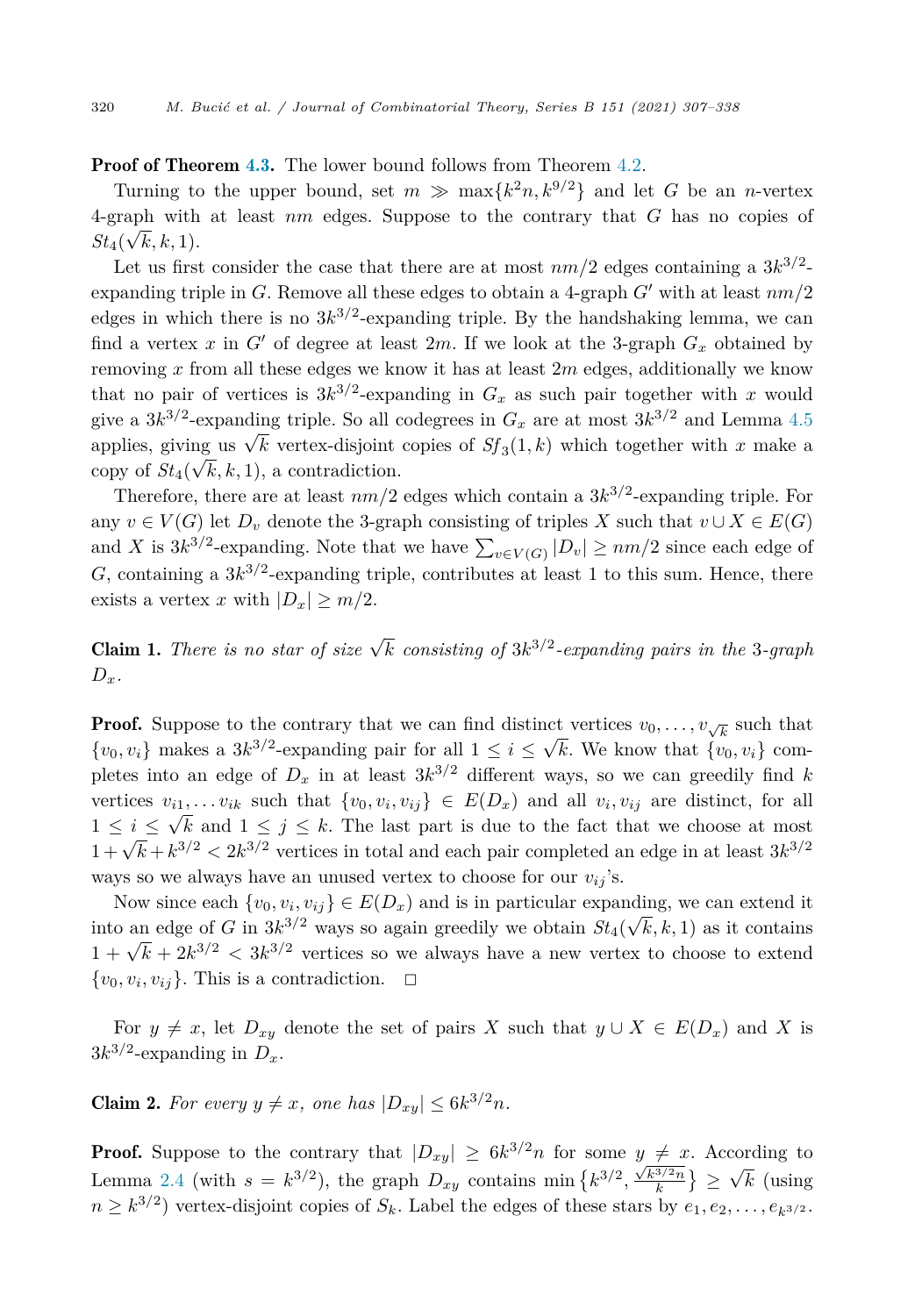**Proof of Theorem 4.3.** The lower bound follows from Theorem 4.2.

Turning to the upper bound, set $m \gg \max\{k^2 n, k^{9/2}\}$ and let $G$ be an $n$-vertex 4-graph with at least $nm$ edges. Suppose to the contrary that $G$ has no copies of $St_4(\sqrt{k}, k, 1)$.

Let us first consider the case that there are at most $nm/2$ edges containing a $3k^{3/2}$-expanding triple in $G$. Remove all these edges to obtain a 4-graph $G'$ with at least $nm/2$ edges in which there is no $3k^{3/2}$-expanding triple. By the handshaking lemma, we can find a vertex $x$ in $G'$ of degree at least $2m$. If we look at the 3-graph $G_x$ obtained by removing $x$ from all these edges we know it has at least $2m$ edges, additionally we know that no pair of vertices is $3k^{3/2}$-expanding in $G_x$ as such pair together with $x$ would give a $3k^{3/2}$-expanding triple. So all codegrees in $G_x$ are at most $3k^{3/2}$ and Lemma 4.5 applies, giving us $\sqrt{k}$ vertex-disjoint copies of $Sf_3(1, k)$ which together with $x$ make a copy of $St_4(\sqrt{k}, k, 1)$, a contradiction.

Therefore, there are at least $nm/2$ edges which contain a $3k^{3/2}$-expanding triple. For any $v \in V(G)$ let $D_v$ denote the 3-graph consisting of triples $X$ such that $v \cup X \in E(G)$ and $X$ is $3k^{3/2}$-expanding. Note that we have $\sum_{v \in V(G)} |D_v| \geq nm/2$ since each edge of $G$, containing a $3k^{3/2}$-expanding triple, contributes at least 1 to this sum. Hence, there exists a vertex $x$ with $|D_x| \geq m/2$.

**Claim 1.** *There is no star of size $\sqrt{k}$ consisting of $3k^{3/2}$-expanding pairs in the 3-graph $D_x$.*

**Proof.** Suppose to the contrary that we can find distinct vertices $v_0, \dots, v_{\sqrt{k}}$ such that $\{v_0, v_i\}$ makes a $3k^{3/2}$-expanding pair for all $1 \leq i \leq \sqrt{k}$. We know that $\{v_0, v_i\}$ completes into an edge of $D_x$ in at least $3k^{3/2}$ different ways, so we can greedily find $k$ vertices $v_{i1}, \dots v_{ik}$ such that $\{v_0, v_i, v_{ij}\} \in E(D_x)$ and all $v_i, v_{ij}$ are distinct, for all $1 \leq i \leq \sqrt{k}$ and $1 \leq j \leq k$. The last part is due to the fact that we choose at most $1 + \sqrt{k} + k^{3/2} < 2k^{3/2}$ vertices in total and each pair completed an edge in at least $3k^{3/2}$ ways so we always have an unused vertex to choose for our $v_{ij}$'s.

Now since each $\{v_0, v_i, v_{ij}\} \in E(D_x)$ and is in particular expanding, we can extend it into an edge of $G$ in $3k^{3/2}$ ways so again greedily we obtain $St_4(\sqrt{k}, k, 1)$ as it contains $1 + \sqrt{k} + 2k^{3/2} < 3k^{3/2}$ vertices so we always have a new vertex to choose to extend $\{v_0, v_i, v_{ij}\}$. This is a contradiction. $\square$

For $y \neq x$, let $D_{xy}$ denote the set of pairs $X$ such that $y \cup X \in E(D_x)$ and $X$ is $3k^{3/2}$-expanding in $D_x$.

**Claim 2.** *For every $y \neq x$, one has $|D_{xy}| \leq 6k^{3/2}n$.*

**Proof.** Suppose to the contrary that $|D_{xy}| \geq 6k^{3/2}n$ for some $y \neq x$. According to Lemma 2.4 (with $s = k^{3/2}$), the graph $D_{xy}$ contains $\min\left\{k^{3/2}, \frac{\sqrt{k^{3/2}n}}{k}\right\} \geq \sqrt{k}$ (using $n \geq k^{3/2}$) vertex-disjoint copies of $S_k$. Label the edges of these stars by $e_1, e_2, \dots, e_{k^{3/2}}$.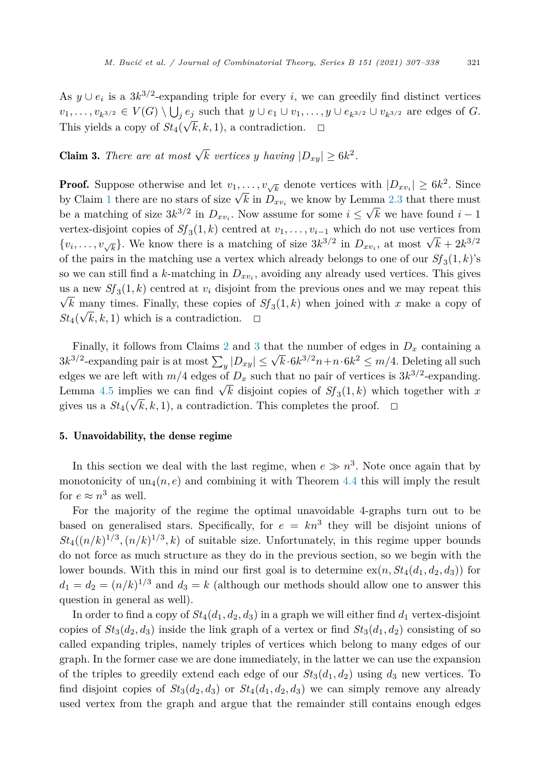As $y \cup e_i$ is a $3k^{3/2}$-expanding triple for every $i$, we can greedily find distinct vertices $v_1, \dots, v_{k^{3/2}} \in V(G) \setminus \bigcup_j e_j$ such that $y \cup e_1 \cup v_1, \dots, y \cup e_{k^{3/2}} \cup v_{k^{3/2}}$ are edges of $G$. This yields a copy of $St_4(\sqrt{k}, k, 1)$, a contradiction. □

**Claim 3.** *There are at most $\sqrt{k}$ vertices $y$ having $|D_{xy}| \geq 6k^2$.*

**Proof.** Suppose otherwise and let $v_1, \dots, v_{\sqrt{k}}$ denote vertices with $|D_{xv_i}| \geq 6k^2$. Since by Claim 1 there are no stars of size $\sqrt{k}$ in $D_{xv_i}$ we know by Lemma 2.3 that there must be a matching of size $3k^{3/2}$ in $D_{xv_i}$. Now assume for some $i \leq \sqrt{k}$ we have found $i-1$ vertex-disjoint copies of $Sf_3(1,k)$ centred at $v_1, \dots, v_{i-1}$ which do not use vertices from $\{v_i, \dots, v_{\sqrt{k}}\}$. We know there is a matching of size $3k^{3/2}$ in $D_{xv_i}$, at most $\sqrt{k} + 2k^{3/2}$ of the pairs in the matching use a vertex which already belongs to one of our $Sf_3(1,k)$'s so we can still find a $k$-matching in $D_{xv_i}$, avoiding any already used vertices. This gives us a new $Sf_3(1,k)$ centred at $v_i$ disjoint from the previous ones and we may repeat this $\sqrt{k}$ many times. Finally, these copies of $Sf_3(1,k)$ when joined with $x$ make a copy of $St_4(\sqrt{k}, k, 1)$ which is a contradiction. □

Finally, it follows from Claims 2 and 3 that the number of edges in $D_x$ containing a $3k^{3/2}$-expanding pair is at most $\sum_y |D_{xy}| \leq \sqrt{k} \cdot 6k^{3/2} n + n \cdot 6k^2 \leq m/4$. Deleting all such edges we are left with $m/4$ edges of $D_x$ such that no pair of vertices is $3k^{3/2}$-expanding. Lemma 4.5 implies we can find $\sqrt{k}$ disjoint copies of $Sf_3(1,k)$ which together with $x$ gives us a $St_4(\sqrt{k}, k, 1)$, a contradiction. This completes the proof. □

## 5. Unavoidability, the dense regime

In this section we deal with the last regime, when $e \gg n^3$. Note once again that by monotonicity of $\text{un}_4(n,e)$ and combining it with Theorem 4.4 this will imply the result for $e \approx n^3$ as well.

For the majority of the regime the optimal unavoidable 4-graphs turn out to be based on generalised stars. Specifically, for $e = kn^3$ they will be disjoint unions of $St_4((n/k)^{1/3}, (n/k)^{1/3}, k)$ of suitable size. Unfortunately, in this regime upper bounds do not force as much structure as they do in the previous section, so we begin with the lower bounds. With this in mind our first goal is to determine $\text{ex}(n, St_4(d_1, d_2, d_3))$ for $d_1 = d_2 = (n/k)^{1/3}$ and $d_3 = k$ (although our methods should allow one to answer this question in general as well).

In order to find a copy of $St_4(d_1, d_2, d_3)$ in a graph we will either find $d_1$ vertex-disjoint copies of $St_3(d_2, d_3)$ inside the link graph of a vertex or find $St_3(d_1, d_2)$ consisting of so called expanding triples, namely triples of vertices which belong to many edges of our graph. In the former case we are done immediately, in the latter we can use the expansion of the triples to greedily extend each edge of our $St_3(d_1, d_2)$ using $d_3$ new vertices. To find disjoint copies of $St_3(d_2, d_3)$ or $St_4(d_1, d_2, d_3)$ we can simply remove any already used vertex from the graph and argue that the remainder still contains enough edges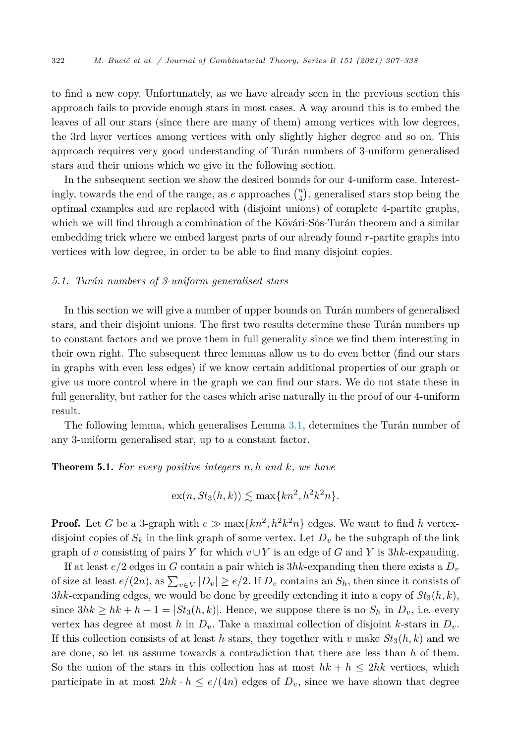to find a new copy. Unfortunately, as we have already seen in the previous section this approach fails to provide enough stars in most cases. A way around this is to embed the leaves of all our stars (since there are many of them) among vertices with low degrees, the 3rd layer vertices among vertices with only slightly higher degree and so on. This approach requires very good understanding of Turán numbers of 3-uniform generalised stars and their unions which we give in the following section.

In the subsequent section we show the desired bounds for our 4-uniform case. Interestingly, towards the end of the range, as $e$ approaches $\binom{n}{4}$, generalised stars stop being the optimal examples and are replaced with (disjoint unions) of complete 4-partite graphs, which we will find through a combination of the Kövári-Sós-Turán theorem and a similar embedding trick where we embed largest parts of our already found $r$-partite graphs into vertices with low degree, in order to be able to find many disjoint copies.

### *5.1. Turán numbers of 3-uniform generalised stars*

In this section we will give a number of upper bounds on Turán numbers of generalised stars, and their disjoint unions. The first two results determine these Turán numbers up to constant factors and we prove them in full generality since we find them interesting in their own right. The subsequent three lemmas allow us to do even better (find our stars in graphs with even less edges) if we know certain additional properties of our graph or give us more control where in the graph we can find our stars. We do not state these in full generality, but rather for the cases which arise naturally in the proof of our 4-uniform result.

The following lemma, which generalises Lemma 3.1, determines the Turán number of any 3-uniform generalised star, up to a constant factor.

**Theorem 5.1.** *For every positive integers $n, h$ and $k$, we have*

$$\mathrm{ex}(n, St_3(h,k)) \lesssim \max\{kn^2, h^2k^2n\}.$$

**Proof.** Let $G$ be a 3-graph with $e \gg \max\{kn^2, h^2k^2n\}$ edges. We want to find $h$ vertex-disjoint copies of $S_k$ in the link graph of some vertex. Let $D_v$ be the subgraph of the link graph of $v$ consisting of pairs $Y$ for which $v \cup Y$ is an edge of $G$ and $Y$ is $3hk$-expanding.

If at least $e/2$ edges in $G$ contain a pair which is $3hk$-expanding then there exists a $D_v$ of size at least $e/(2n)$, as $\sum_{v \in V} |D_v| \geq e/2$. If $D_v$ contains an $S_h$, then since it consists of $3hk$-expanding edges, we would be done by greedily extending it into a copy of $St_3(h,k)$, since $3hk \geq hk + h + 1 = |St_3(h,k)|$. Hence, we suppose there is no $S_h$ in $D_v$, i.e. every vertex has degree at most $h$ in $D_v$. Take a maximal collection of disjoint $k$-stars in $D_v$. If this collection consists of at least $h$ stars, they together with $v$ make $St_3(h,k)$ and we are done, so let us assume towards a contradiction that there are less than $h$ of them. So the union of the stars in this collection has at most $hk + h \leq 2hk$ vertices, which participate in at most $2hk \cdot h \leq e/(4n)$ edges of $D_v$, since we have shown that degree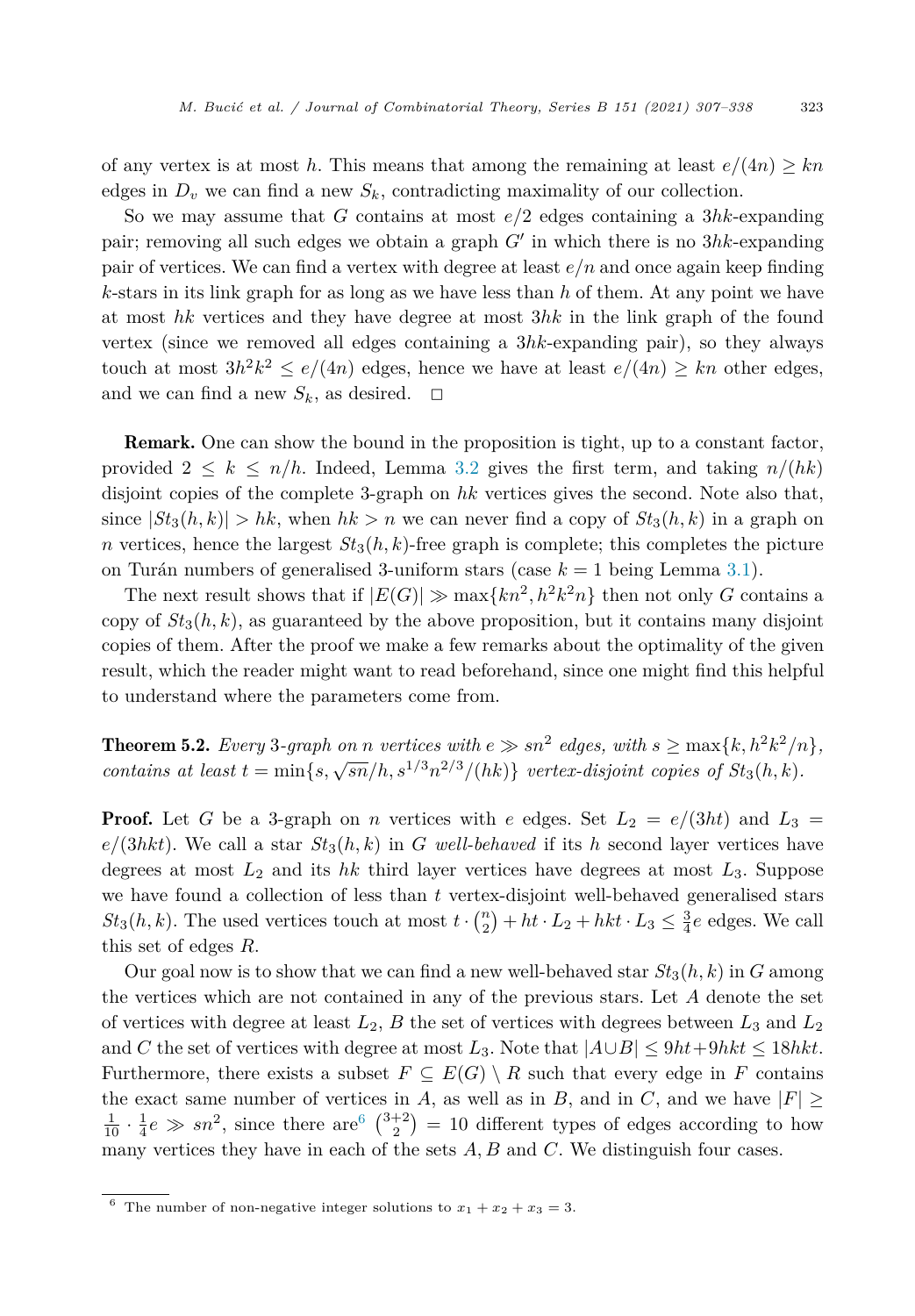of any vertex is at most $h$. This means that among the remaining at least $e/(4n) \geq kn$ edges in $D_v$ we can find a new $S_k$, contradicting maximality of our collection.

So we may assume that $G$ contains at most $e/2$ edges containing a $3hk$-expanding pair; removing all such edges we obtain a graph $G'$ in which there is no $3hk$-expanding pair of vertices. We can find a vertex with degree at least $e/n$ and once again keep finding $k$-stars in its link graph for as long as we have less than $h$ of them. At any point we have at most $hk$ vertices and they have degree at most $3hk$ in the link graph of the found vertex (since we removed all edges containing a $3hk$-expanding pair), so they always touch at most $3h^2k^2 \leq e/(4n)$ edges, hence we have at least $e/(4n) \geq kn$ other edges, and we can find a new $S_k$, as desired. $\square$

**Remark.** One can show the bound in the proposition is tight, up to a constant factor, provided $2 \leq k \leq n/h$. Indeed, Lemma 3.2 gives the first term, and taking $n/(hk)$ disjoint copies of the complete 3-graph on $hk$ vertices gives the second. Note also that, since $|St_3(h,k)| > hk$, when $hk > n$ we can never find a copy of $St_3(h,k)$ in a graph on $n$ vertices, hence the largest $St_3(h,k)$-free graph is complete; this completes the picture on Turán numbers of generalised 3-uniform stars (case $k = 1$ being Lemma 3.1).

The next result shows that if $|E(G)| \gg \max\{kn^2, h^2k^2n\}$ then not only $G$ contains a copy of $St_3(h,k)$, as guaranteed by the above proposition, but it contains many disjoint copies of them. After the proof we make a few remarks about the optimality of the given result, which the reader might want to read beforehand, since one might find this helpful to understand where the parameters come from.

**Theorem 5.2.** *Every 3-graph on $n$ vertices with $e \gg sn^2$ edges, with $s \geq \max\{k, h^2k^2/n\}$, contains at least $t = \min\{s, \sqrt{sn}/h, s^{1/3}n^{2/3}/(hk)\}$ vertex-disjoint copies of $St_3(h,k)$.*

**Proof.** Let $G$ be a 3-graph on $n$ vertices with $e$ edges. Set $L_2 = e/(3ht)$ and $L_3 = e/(3hkt)$. We call a star $St_3(h,k)$ in $G$ *well-behaved* if its $h$ second layer vertices have degrees at most $L_2$ and its $hk$ third layer vertices have degrees at most $L_3$. Suppose we have found a collection of less than $t$ vertex-disjoint well-behaved generalised stars $St_3(h,k)$. The used vertices touch at most $t \cdot \binom{n}{2} + ht \cdot L_2 + hkt \cdot L_3 \leq \frac{3}{4}e$ edges. We call this set of edges $R$.

Our goal now is to show that we can find a new well-behaved star $St_3(h,k)$ in $G$ among the vertices which are not contained in any of the previous stars. Let $A$ denote the set of vertices with degree at least $L_2$, $B$ the set of vertices with degrees between $L_3$ and $L_2$ and $C$ the set of vertices with degree at most $L_3$. Note that $|A \cup B| \leq 9ht + 9hkt \leq 18hkt$. Furthermore, there exists a subset $F \subseteq E(G) \setminus R$ such that every edge in $F$ contains the exact same number of vertices in $A$, as well as in $B$, and in $C$, and we have $|F| \geq \frac{1}{10} \cdot \frac{1}{4}e \gg sn^2$, since there are[6] $\binom{3+2}{2} = 10$ different types of edges according to how many vertices they have in each of the sets $A, B$ and $C$. We distinguish four cases.

[6] The number of non-negative integer solutions to $x_1 + x_2 + x_3 = 3$.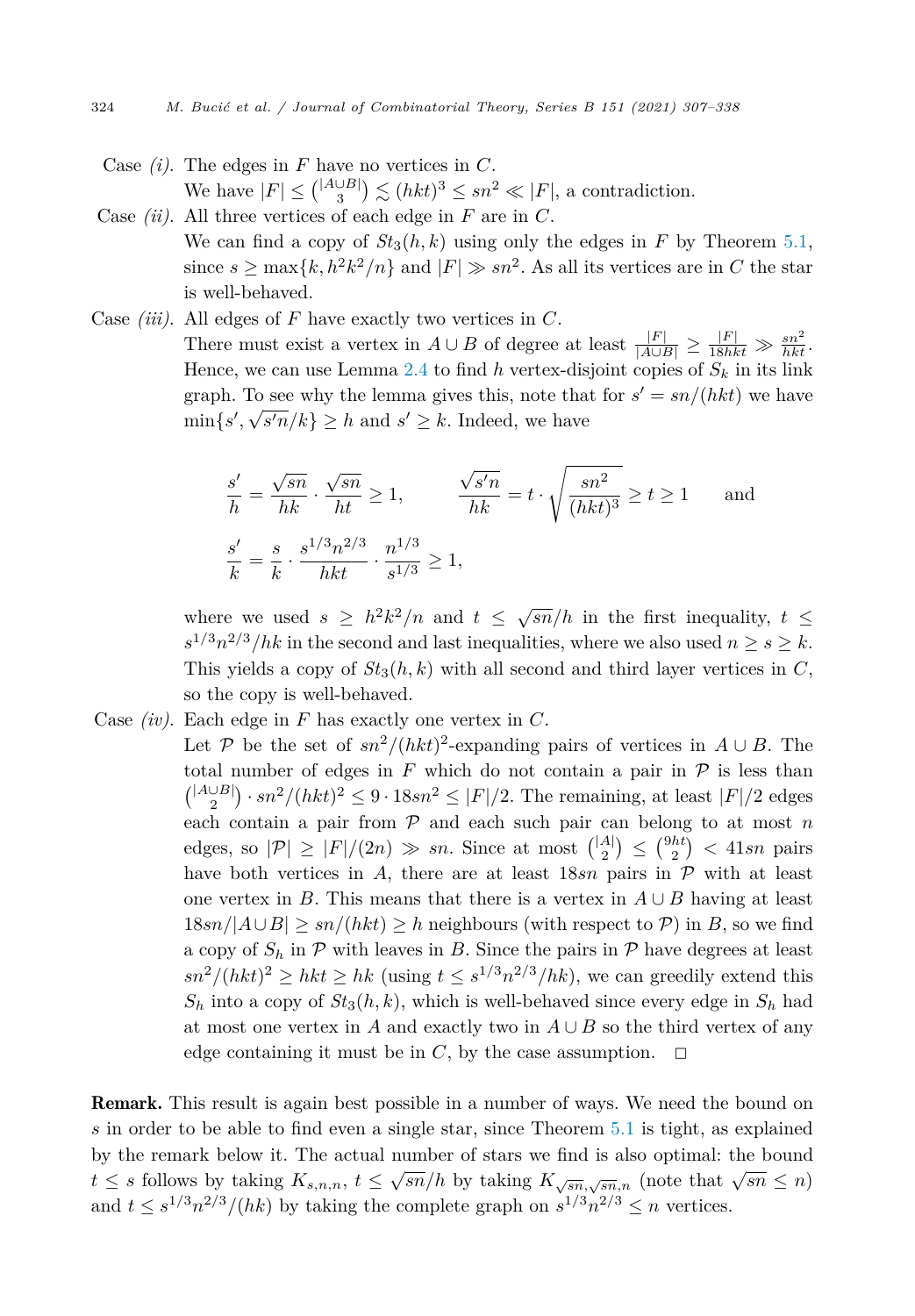Case *(i)*. The edges in $F$ have no vertices in $C$.

We have $|F| \leq \binom{|A\cup B|}{3} \lesssim (hkt)^3 \leq sn^2 \ll |F|$, a contradiction.

Case *(ii)*. All three vertices of each edge in $F$ are in $C$.

We can find a copy of $St_3(h,k)$ using only the edges in $F$ by Theorem 5.1, since $s \geq \max\{k, h^2k^2/n\}$ and $|F| \gg sn^2$. As all its vertices are in $C$ the star is well-behaved.

Case *(iii)*. All edges of $F$ have exactly two vertices in $C$.

There must exist a vertex in $A \cup B$ of degree at least $\frac{|F|}{|A\cup B|} \geq \frac{|F|}{18hkt} \gg \frac{sn^2}{hkt}$. Hence, we can use Lemma 2.4 to find $h$ vertex-disjoint copies of $S_k$ in its link graph. To see why the lemma gives this, note that for $s' = sn/(hkt)$ we have $\min\{s', \sqrt{s'n}/k\} \geq h$ and $s' \geq k$. Indeed, we have

$$\frac{s'}{h} = \frac{\sqrt{sn}}{hk} \cdot \frac{\sqrt{sn}}{ht} \geq 1, \qquad \frac{\sqrt{s'n}}{hk} = t \cdot \sqrt{\frac{sn^2}{(hkt)^3}} \geq t \geq 1 \qquad \text{and}$$

$$\frac{s'}{k} = \frac{s}{k} \cdot \frac{s^{1/3}n^{2/3}}{hkt} \cdot \frac{n^{1/3}}{s^{1/3}} \geq 1,$$

where we used $s \geq h^2k^2/n$ and $t \leq \sqrt{sn}/h$ in the first inequality, $t \leq s^{1/3}n^{2/3}/hk$ in the second and last inequalities, where we also used $n \geq s \geq k$. This yields a copy of $St_3(h,k)$ with all second and third layer vertices in $C$, so the copy is well-behaved.

Case *(iv)*. Each edge in $F$ has exactly one vertex in $C$.

Let $\mathcal{P}$ be the set of $sn^2/(hkt)^2$-expanding pairs of vertices in $A \cup B$. The total number of edges in $F$ which do not contain a pair in $\mathcal{P}$ is less than $\binom{|A\cup B|}{2} \cdot sn^2/(hkt)^2 \leq 9 \cdot 18sn^2 \leq |F|/2$. The remaining, at least $|F|/2$ edges each contain a pair from $\mathcal{P}$ and each such pair can belong to at most $n$ edges, so $|\mathcal{P}| \geq |F|/(2n) \gg sn$. Since at most $\binom{|A|}{2} \leq \binom{9ht}{2} < 41sn$ pairs have both vertices in $A$, there are at least $18sn$ pairs in $\mathcal{P}$ with at least one vertex in $B$. This means that there is a vertex in $A \cup B$ having at least $18sn/|A \cup B| \geq sn/(hkt) \geq h$ neighbours (with respect to $\mathcal{P}$) in $B$, so we find a copy of $S_h$ in $\mathcal{P}$ with leaves in $B$. Since the pairs in $\mathcal{P}$ have degrees at least $sn^2/(hkt)^2 \geq hkt \geq hk$ (using $t \leq s^{1/3}n^{2/3}/hk$), we can greedily extend this $S_h$ into a copy of $St_3(h,k)$, which is well-behaved since every edge in $S_h$ had at most one vertex in $A$ and exactly two in $A \cup B$ so the third vertex of any edge containing it must be in $C$, by the case assumption. $\square$

**Remark.** This result is again best possible in a number of ways. We need the bound on $s$ in order to be able to find even a single star, since Theorem 5.1 is tight, as explained by the remark below it. The actual number of stars we find is also optimal: the bound $t \leq s$ follows by taking $K_{s,n,n}$, $t \leq \sqrt{sn}/h$ by taking $K_{\sqrt{sn},\sqrt{sn},n}$ (note that $\sqrt{sn} \leq n$) and $t \leq s^{1/3}n^{2/3}/(hk)$ by taking the complete graph on $s^{1/3}n^{2/3} \leq n$ vertices.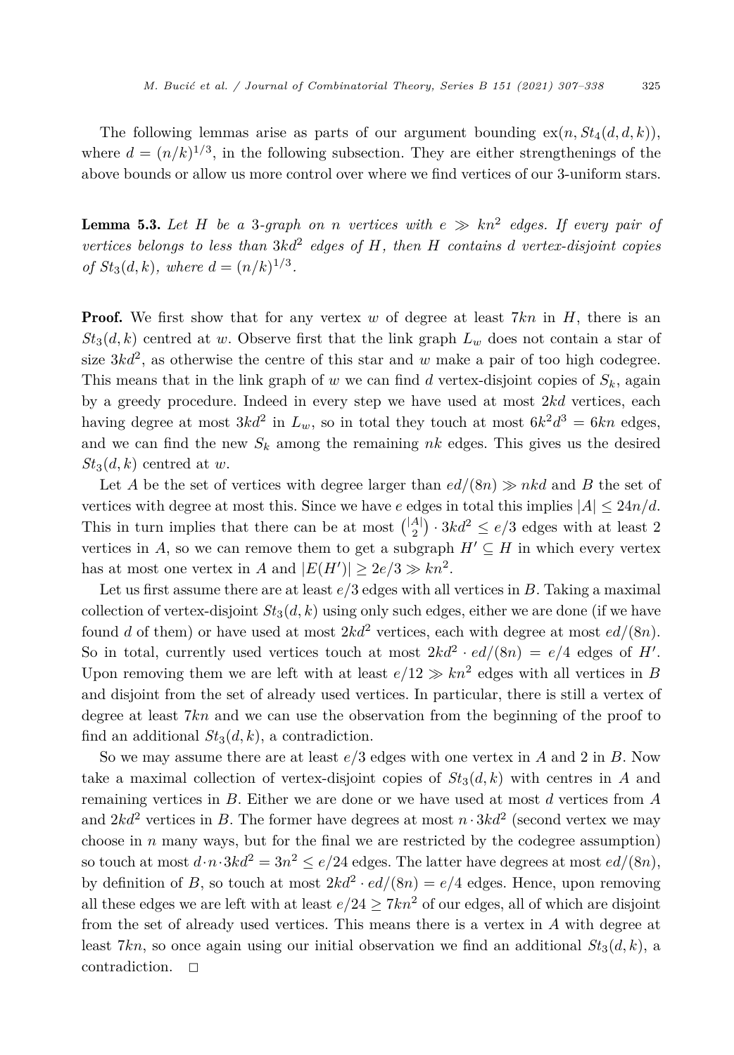The following lemmas arise as parts of our argument bounding $\text{ex}(n, St_4(d,d,k))$, where $d = (n/k)^{1/3}$, in the following subsection. They are either strengthenings of the above bounds or allow us more control over where we find vertices of our 3-uniform stars.

**Lemma 5.3.** *Let $H$ be a 3-graph on $n$ vertices with $e \gg kn^2$ edges. If every pair of vertices belongs to less than $3kd^2$ edges of $H$, then $H$ contains $d$ vertex-disjoint copies of $St_3(d,k)$, where $d = (n/k)^{1/3}$.*

**Proof.** We first show that for any vertex $w$ of degree at least $7kn$ in $H$, there is an $St_3(d,k)$ centred at $w$. Observe first that the link graph $L_w$ does not contain a star of size $3kd^2$, as otherwise the centre of this star and $w$ make a pair of too high codegree. This means that in the link graph of $w$ we can find $d$ vertex-disjoint copies of $S_k$, again by a greedy procedure. Indeed in every step we have used at most $2kd$ vertices, each having degree at most $3kd^2$ in $L_w$, so in total they touch at most $6k^2d^3 = 6kn$ edges, and we can find the new $S_k$ among the remaining $nk$ edges. This gives us the desired $St_3(d,k)$ centred at $w$.

Let $A$ be the set of vertices with degree larger than $ed/(8n) \gg nkd$ and $B$ the set of vertices with degree at most this. Since we have $e$ edges in total this implies $|A| \leq 24n/d$. This in turn implies that there can be at most $\binom{|A|}{2} \cdot 3kd^2 \leq e/3$ edges with at least 2 vertices in $A$, so we can remove them to get a subgraph $H' \subseteq H$ in which every vertex has at most one vertex in $A$ and $|E(H')| \geq 2e/3 \gg kn^2$.

Let us first assume there are at least $e/3$ edges with all vertices in $B$. Taking a maximal collection of vertex-disjoint $St_3(d,k)$ using only such edges, either we are done (if we have found $d$ of them) or have used at most $2kd^2$ vertices, each with degree at most $ed/(8n)$. So in total, currently used vertices touch at most $2kd^2 \cdot ed/(8n) = e/4$ edges of $H'$. Upon removing them we are left with at least $e/12 \gg kn^2$ edges with all vertices in $B$ and disjoint from the set of already used vertices. In particular, there is still a vertex of degree at least $7kn$ and we can use the observation from the beginning of the proof to find an additional $St_3(d,k)$, a contradiction.

So we may assume there are at least $e/3$ edges with one vertex in $A$ and 2 in $B$. Now take a maximal collection of vertex-disjoint copies of $St_3(d,k)$ with centres in $A$ and remaining vertices in $B$. Either we are done or we have used at most $d$ vertices from $A$ and $2kd^2$ vertices in $B$. The former have degrees at most $n \cdot 3kd^2$ (second vertex we may choose in $n$ many ways, but for the final we are restricted by the codegree assumption) so touch at most $d \cdot n \cdot 3kd^2 = 3n^2 \leq e/24$ edges. The latter have degrees at most $ed/(8n)$, by definition of $B$, so touch at most $2kd^2 \cdot ed/(8n) = e/4$ edges. Hence, upon removing all these edges we are left with at least $e/24 \geq 7kn^2$ of our edges, all of which are disjoint from the set of already used vertices. This means there is a vertex in $A$ with degree at least $7kn$, so once again using our initial observation we find an additional $St_3(d,k)$, a contradiction. $\square$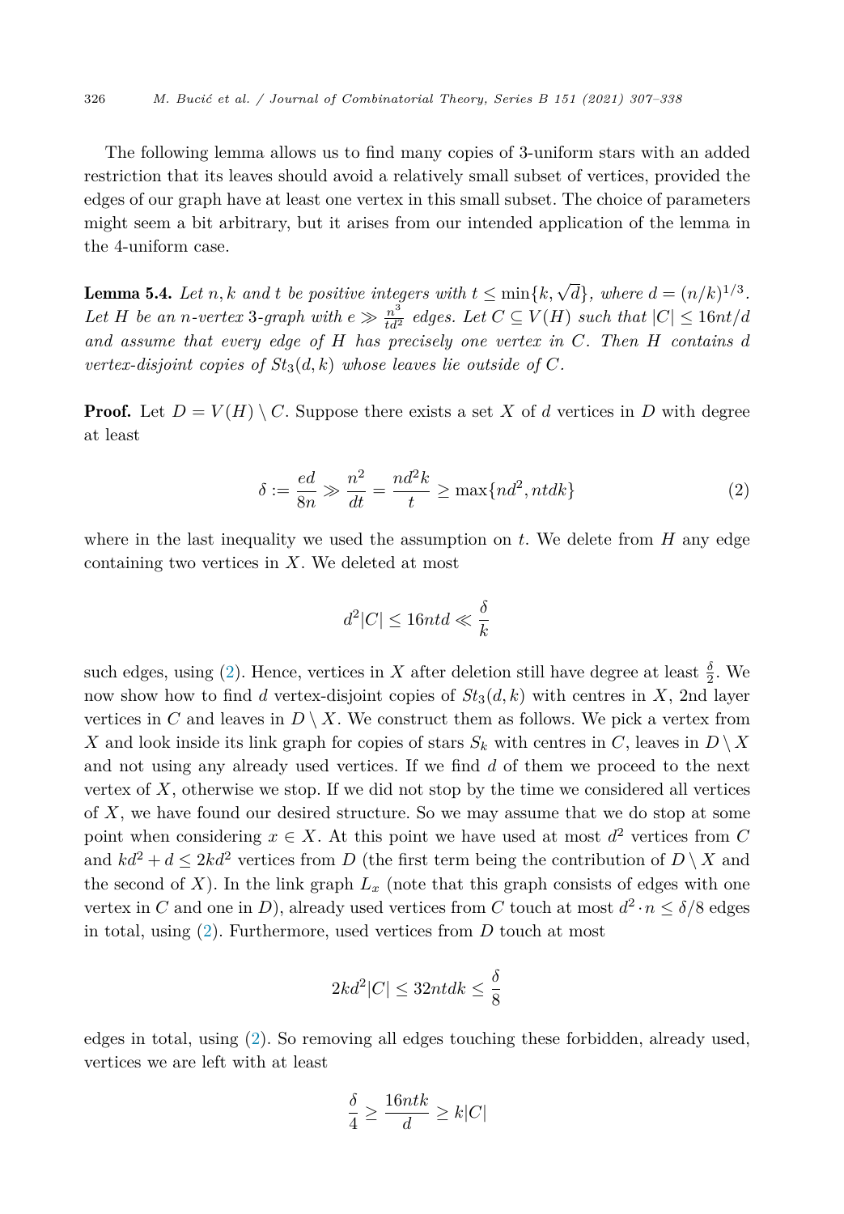The following lemma allows us to find many copies of 3-uniform stars with an added restriction that its leaves should avoid a relatively small subset of vertices, provided the edges of our graph have at least one vertex in this small subset. The choice of parameters might seem a bit arbitrary, but it arises from our intended application of the lemma in the 4-uniform case.

**Lemma 5.4.** *Let $n, k$ and $t$ be positive integers with $t \le \min\{k, \sqrt{d}\}$, where $d = (n/k)^{1/3}$. Let $H$ be an $n$-vertex 3-graph with $e \gg \frac{n^3}{td^2}$ edges. Let $C \subseteq V(H)$ such that $|C| \le 16nt/d$ and assume that every edge of $H$ has precisely one vertex in $C$. Then $H$ contains $d$ vertex-disjoint copies of $St_3(d,k)$ whose leaves lie outside of $C$.*

**Proof.** Let $D = V(H) \setminus C$. Suppose there exists a set $X$ of $d$ vertices in $D$ with degree at least

$$\delta := \frac{ed}{8n} \gg \frac{n^2}{dt} = \frac{nd^2k}{t} \ge \max\{nd^2, ntdk\} \tag{2}$$

where in the last inequality we used the assumption on $t$. We delete from $H$ any edge containing two vertices in $X$. We deleted at most

$$d^2|C| \le 16ntd \ll \frac{\delta}{k}$$

such edges, using (2). Hence, vertices in $X$ after deletion still have degree at least $\frac{\delta}{2}$. We now show how to find $d$ vertex-disjoint copies of $St_3(d,k)$ with centres in $X$, 2nd layer vertices in $C$ and leaves in $D \setminus X$. We construct them as follows. We pick a vertex from $X$ and look inside its link graph for copies of stars $S_k$ with centres in $C$, leaves in $D \setminus X$ and not using any already used vertices. If we find $d$ of them we proceed to the next vertex of $X$, otherwise we stop. If we did not stop by the time we considered all vertices of $X$, we have found our desired structure. So we may assume that we do stop at some point when considering $x \in X$. At this point we have used at most $d^2$ vertices from $C$ and $kd^2 + d \le 2kd^2$ vertices from $D$ (the first term being the contribution of $D \setminus X$ and the second of $X$). In the link graph $L_x$ (note that this graph consists of edges with one vertex in $C$ and one in $D$), already used vertices from $C$ touch at most $d^2 \cdot n \le \delta/8$ edges in total, using (2). Furthermore, used vertices from $D$ touch at most

$$2kd^2|C| \le 32ntdk \le \frac{\delta}{8}$$

edges in total, using (2). So removing all edges touching these forbidden, already used, vertices we are left with at least

$$\frac{\delta}{4} \ge \frac{16ntk}{d} \ge k|C|$$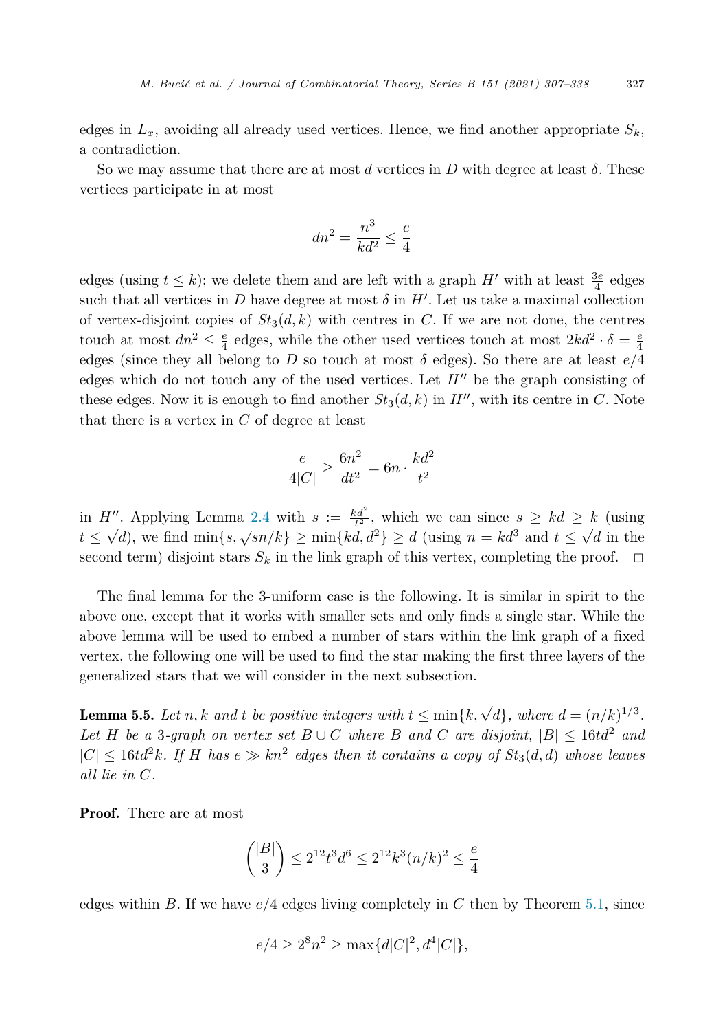edges in $L_x$, avoiding all already used vertices. Hence, we find another appropriate $S_k$, a contradiction.

So we may assume that there are at most $d$ vertices in $D$ with degree at least $\delta$. These vertices participate in at most

$$dn^2 = \frac{n^3}{kd^2} \leq \frac{e}{4}$$

edges (using $t \leq k$); we delete them and are left with a graph $H'$ with at least $\frac{3e}{4}$ edges such that all vertices in $D$ have degree at most $\delta$ in $H'$. Let us take a maximal collection of vertex-disjoint copies of $St_3(d,k)$ with centres in $C$. If we are not done, the centres touch at most $dn^2 \leq \frac{e}{4}$ edges, while the other used vertices touch at most $2kd^2 \cdot \delta = \frac{e}{4}$ edges (since they all belong to $D$ so touch at most $\delta$ edges). So there are at least $e/4$ edges which do not touch any of the used vertices. Let $H''$ be the graph consisting of these edges. Now it is enough to find another $St_3(d,k)$ in $H''$, with its centre in $C$. Note that there is a vertex in $C$ of degree at least

$$\frac{e}{4|C|} \geq \frac{6n^2}{dt^2} = 6n \cdot \frac{kd^2}{t^2}$$

in $H''$. Applying Lemma 2.4 with $s := \frac{kd^2}{t^2}$, which we can since $s \geq kd \geq k$ (using $t \leq \sqrt{d}$), we find $\min\{s, \sqrt{sn}/k\} \geq \min\{kd, d^2\} \geq d$ (using $n = kd^3$ and $t \leq \sqrt{d}$ in the second term) disjoint stars $S_k$ in the link graph of this vertex, completing the proof. $\square$

The final lemma for the 3-uniform case is the following. It is similar in spirit to the above one, except that it works with smaller sets and only finds a single star. While the above lemma will be used to embed a number of stars within the link graph of a fixed vertex, the following one will be used to find the star making the first three layers of the generalized stars that we will consider in the next subsection.

**Lemma 5.5.** *Let $n, k$ and $t$ be positive integers with $t \leq \min\{k, \sqrt{d}\}$, where $d = (n/k)^{1/3}$. Let $H$ be a 3-graph on vertex set $B \cup C$ where $B$ and $C$ are disjoint, $|B| \leq 16td^2$ and $|C| \leq 16td^2k$. If $H$ has $e \gg kn^2$ edges then it contains a copy of $St_3(d,d)$ whose leaves all lie in $C$.*

**Proof.** There are at most

$$\binom{|B|}{3} \leq 2^{12}t^3d^6 \leq 2^{12}k^3(n/k)^2 \leq \frac{e}{4}$$

edges within $B$. If we have $e/4$ edges living completely in $C$ then by Theorem 5.1, since

$$e/4 \geq 2^8n^2 \geq \max\{d|C|^2, d^4|C|\},$$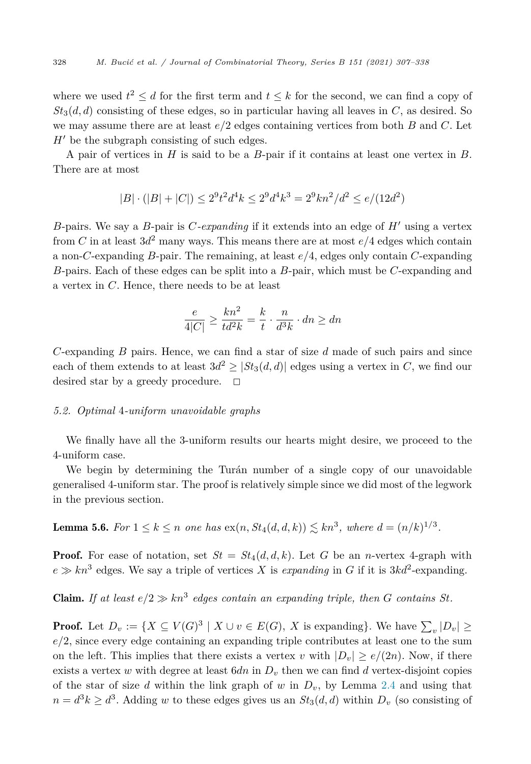where we used $t^2 \leq d$ for the first term and $t \leq k$ for the second, we can find a copy of $St_3(d,d)$ consisting of these edges, so in particular having all leaves in $C$, as desired. So we may assume there are at least $e/2$ edges containing vertices from both $B$ and $C$. Let $H'$ be the subgraph consisting of such edges.

A pair of vertices in $H$ is said to be a $B$-pair if it contains at least one vertex in $B$. There are at most

$$|B| \cdot (|B| + |C|) \leq 2^9 t^2 d^4 k \leq 2^9 d^4 k^3 = 2^9 kn^2/d^2 \leq e/(12d^2)$$

$B$-pairs. We say a $B$-pair is *$C$-expanding* if it extends into an edge of $H'$ using a vertex from $C$ in at least $3d^2$ many ways. This means there are at most $e/4$ edges which contain a non-$C$-expanding $B$-pair. The remaining, at least $e/4$, edges only contain $C$-expanding $B$-pairs. Each of these edges can be split into a $B$-pair, which must be $C$-expanding and a vertex in $C$. Hence, there needs to be at least

$$\frac{e}{4|C|} \geq \frac{kn^2}{td^2k} = \frac{k}{t} \cdot \frac{n}{d^3k} \cdot dn \geq dn$$

$C$-expanding $B$ pairs. Hence, we can find a star of size $d$ made of such pairs and since each of them extends to at least $3d^2 \geq |St_3(d,d)|$ edges using a vertex in $C$, we find our desired star by a greedy procedure. $\square$

### 5.2. Optimal 4-uniform unavoidable graphs

We finally have all the 3-uniform results our hearts might desire, we proceed to the 4-uniform case.

We begin by determining the Turán number of a single copy of our unavoidable generalised 4-uniform star. The proof is relatively simple since we did most of the legwork in the previous section.

**Lemma 5.6.** *For $1 \leq k \leq n$ one has $\mathrm{ex}(n, St_4(d,d,k)) \lesssim kn^3$, where $d = (n/k)^{1/3}$.*

**Proof.** For ease of notation, set $St = St_4(d,d,k)$. Let $G$ be an $n$-vertex 4-graph with $e \gg kn^3$ edges. We say a triple of vertices $X$ is *expanding* in $G$ if it is $3kd^2$-expanding.

**Claim.** *If at least $e/2 \gg kn^3$ edges contain an expanding triple, then $G$ contains $St$.*

**Proof.** Let $D_v := \{X \subseteq V(G)^3 \mid X \cup v \in E(G),\ X \text{ is expanding}\}$. We have $\sum_v |D_v| \geq e/2$, since every edge containing an expanding triple contributes at least one to the sum on the left. This implies that there exists a vertex $v$ with $|D_v| \geq e/(2n)$. Now, if there exists a vertex $w$ with degree at least $6dn$ in $D_v$ then we can find $d$ vertex-disjoint copies of the star of size $d$ within the link graph of $w$ in $D_v$, by Lemma 2.4 and using that $n = d^3k \geq d^3$. Adding $w$ to these edges gives us an $St_3(d,d)$ within $D_v$ (so consisting of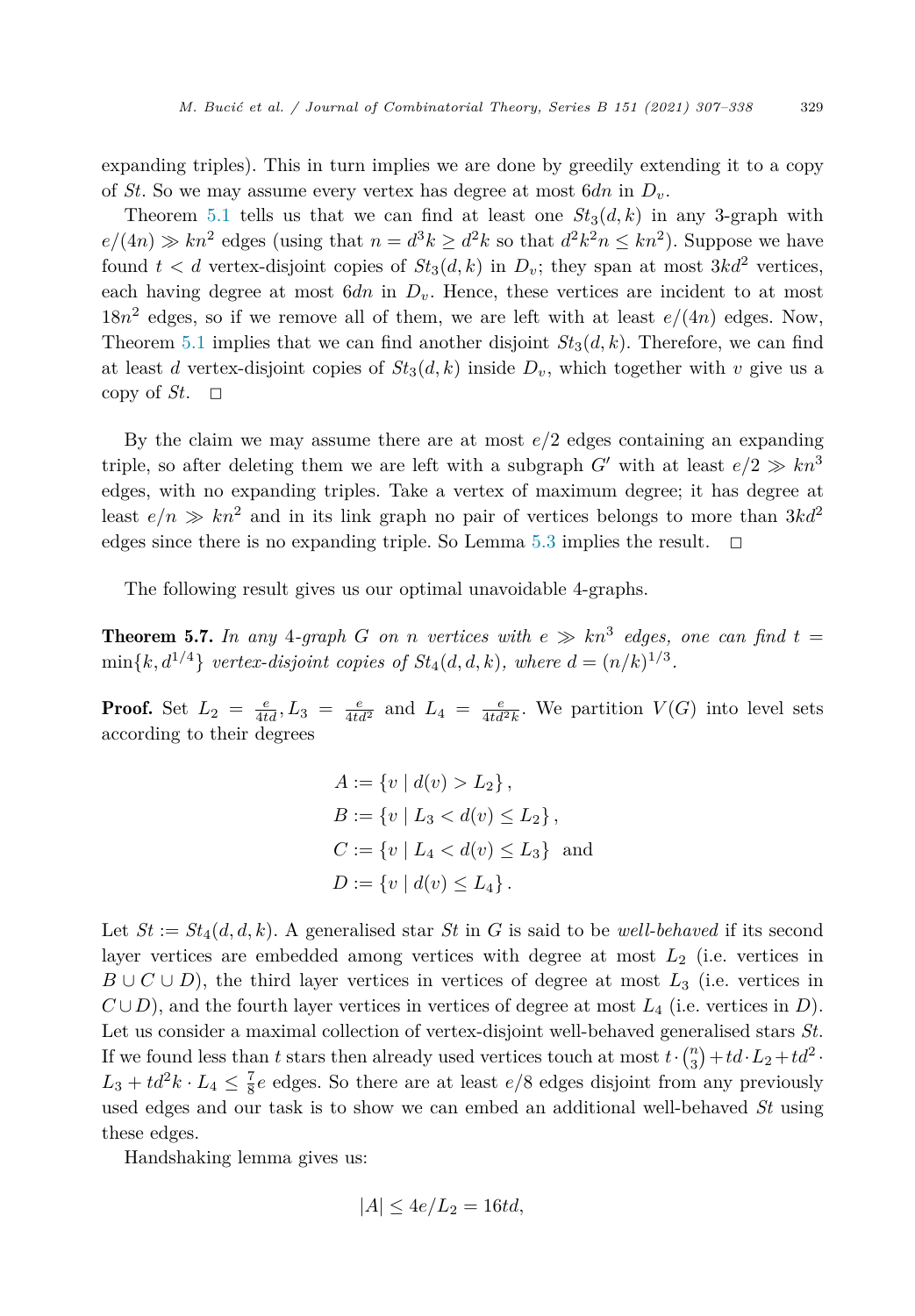expanding triples). This in turn implies we are done by greedily extending it to a copy of $St$. So we may assume every vertex has degree at most $6dn$ in $D_v$.

Theorem 5.1 tells us that we can find at least one $St_3(d,k)$ in any 3-graph with $e/(4n) \gg kn^2$ edges (using that $n = d^3k \geq d^2k$ so that $d^2k^2n \leq kn^2$). Suppose we have found $t < d$ vertex-disjoint copies of $St_3(d,k)$ in $D_v$; they span at most $3kd^2$ vertices, each having degree at most $6dn$ in $D_v$. Hence, these vertices are incident to at most $18n^2$ edges, so if we remove all of them, we are left with at least $e/(4n)$ edges. Now, Theorem 5.1 implies that we can find another disjoint $St_3(d,k)$. Therefore, we can find at least $d$ vertex-disjoint copies of $St_3(d,k)$ inside $D_v$, which together with $v$ give us a copy of $St$. □

By the claim we may assume there are at most $e/2$ edges containing an expanding triple, so after deleting them we are left with a subgraph $G'$ with at least $e/2 \gg kn^3$ edges, with no expanding triples. Take a vertex of maximum degree; it has degree at least $e/n \gg kn^2$ and in its link graph no pair of vertices belongs to more than $3kd^2$ edges since there is no expanding triple. So Lemma 5.3 implies the result. □

The following result gives us our optimal unavoidable 4-graphs.

**Theorem 5.7.** *In any 4-graph $G$ on $n$ vertices with $e \gg kn^3$ edges, one can find $t = \min\{k, d^{1/4}\}$ vertex-disjoint copies of $St_4(d,d,k)$, where $d = (n/k)^{1/3}$.*

**Proof.** Set $L_2 = \frac{e}{4td}, L_3 = \frac{e}{4td^2}$ and $L_4 = \frac{e}{4td^2k}$. We partition $V(G)$ into level sets according to their degrees

$$A := \{v \mid d(v) > L_2\},$$
$$B := \{v \mid L_3 < d(v) \leq L_2\},$$
$$C := \{v \mid L_4 < d(v) \leq L_3\} \text{ and}$$
$$D := \{v \mid d(v) \leq L_4\}.$$

Let $St := St_4(d,d,k)$. A generalised star $St$ in $G$ is said to be *well-behaved* if its second layer vertices are embedded among vertices with degree at most $L_2$ (i.e. vertices in $B \cup C \cup D$), the third layer vertices in vertices of degree at most $L_3$ (i.e. vertices in $C \cup D$), and the fourth layer vertices in vertices of degree at most $L_4$ (i.e. vertices in $D$). Let us consider a maximal collection of vertex-disjoint well-behaved generalised stars $St$. If we found less than $t$ stars then already used vertices touch at most $t \cdot \binom{n}{3} + td \cdot L_2 + td^2 \cdot L_3 + td^2k \cdot L_4 \leq \frac{7}{8}e$ edges. So there are at least $e/8$ edges disjoint from any previously used edges and our task is to show we can embed an additional well-behaved $St$ using these edges.

Handshaking lemma gives us:

$$|A| \leq 4e/L_2 = 16td,$$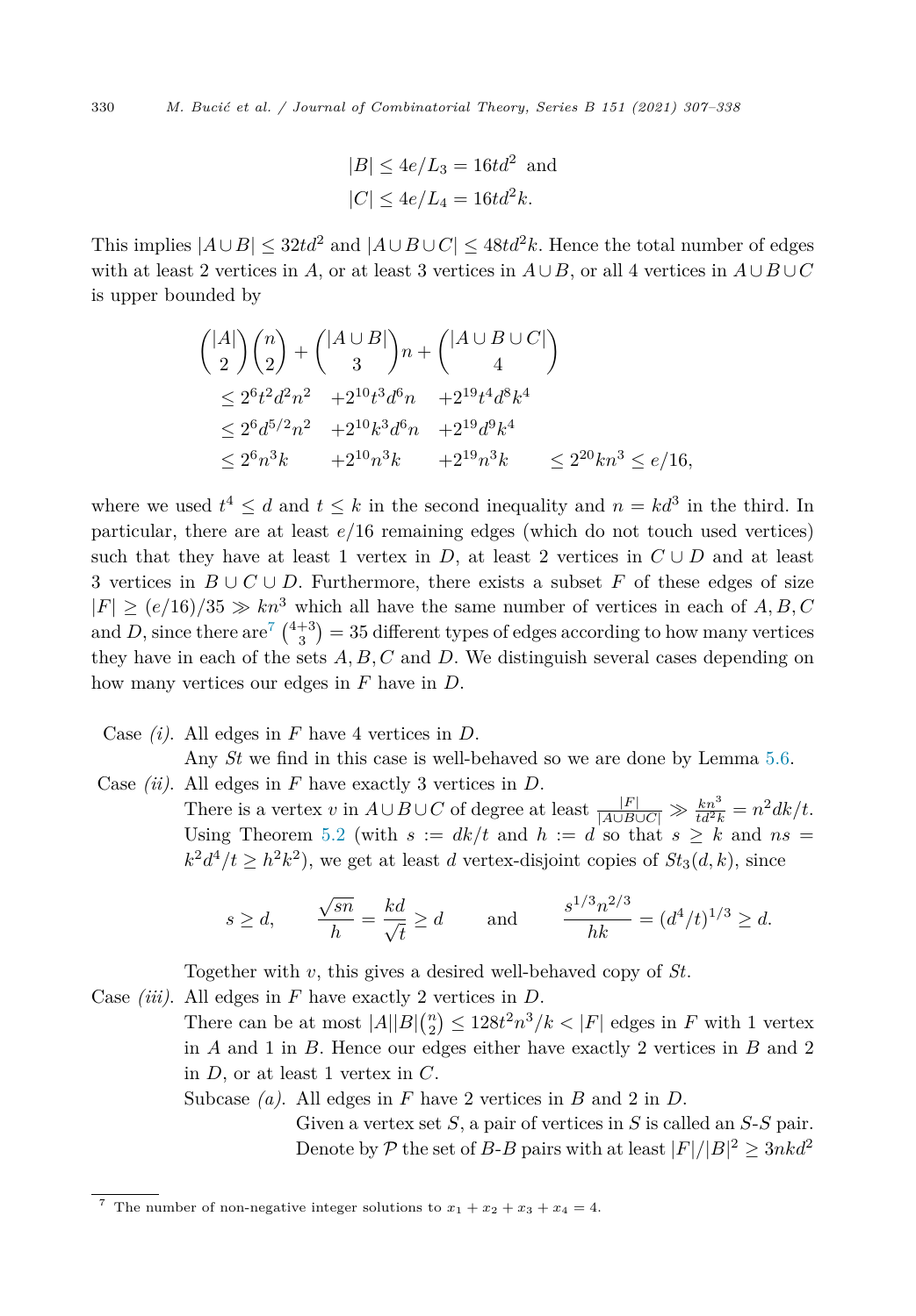$$|B| \le 4e/L_3 = 16td^2 \text{ and}$$
$$|C| \le 4e/L_4 = 16td^2k.$$

This implies $|A \cup B| \le 32td^2$ and $|A \cup B \cup C| \le 48td^2k$. Hence the total number of edges with at least 2 vertices in $A$, or at least 3 vertices in $A \cup B$, or all 4 vertices in $A \cup B \cup C$ is upper bounded by

$$\begin{aligned}
&\binom{|A|}{2}\binom{n}{2} + \binom{|A \cup B|}{3}n + \binom{|A \cup B \cup C|}{4} \\
&\le 2^6t^2d^2n^2 \quad + 2^{10}t^3d^6n \quad + 2^{19}t^4d^8k^4 \\
&\le 2^6d^{5/2}n^2 \quad + 2^{10}k^3d^6n \quad + 2^{19}d^9k^4 \\
&\le 2^6n^3k \qquad + 2^{10}n^3k \qquad + 2^{19}n^3k \qquad \le 2^{20}kn^3 \le e/16,
\end{aligned}$$

where we used $t^4 \le d$ and $t \le k$ in the second inequality and $n = kd^3$ in the third. In particular, there are at least $e/16$ remaining edges (which do not touch used vertices) such that they have at least 1 vertex in $D$, at least 2 vertices in $C \cup D$ and at least 3 vertices in $B \cup C \cup D$. Furthermore, there exists a subset $F$ of these edges of size $|F| \ge (e/16)/35 \gg kn^3$ which all have the same number of vertices in each of $A, B, C$ and $D$, since there are[7] $\binom{4+3}{3} = 35$ different types of edges according to how many vertices they have in each of the sets $A, B, C$ and $D$. We distinguish several cases depending on how many vertices our edges in $F$ have in $D$.

Case *(i)*. All edges in $F$ have 4 vertices in $D$.
Any $St$ we find in this case is well-behaved so we are done by Lemma 5.6.

Case *(ii)*. All edges in $F$ have exactly 3 vertices in $D$.
There is a vertex $v$ in $A \cup B \cup C$ of degree at least $\frac{|F|}{|A \cup B \cup C|} \gg \frac{kn^3}{td^2k} = n^2dk/t$. Using Theorem 5.2 (with $s := dk/t$ and $h := d$ so that $s \ge k$ and $ns = k^2d^4/t \ge h^2k^2$), we get at least $d$ vertex-disjoint copies of $St_3(d, k)$, since

$$s \ge d, \qquad \frac{\sqrt{sn}}{h} = \frac{kd}{\sqrt{t}} \ge d \qquad \text{and} \qquad \frac{s^{1/3}n^{2/3}}{hk} = (d^4/t)^{1/3} \ge d.$$

Together with $v$, this gives a desired well-behaved copy of $St$.

Case *(iii)*. All edges in $F$ have exactly 2 vertices in $D$.
There can be at most $|A||B|\binom{n}{2} \le 128t^2n^3/k < |F|$ edges in $F$ with 1 vertex in $A$ and 1 in $B$. Hence our edges either have exactly 2 vertices in $B$ and 2 in $D$, or at least 1 vertex in $C$.

Subcase *(a)*. All edges in $F$ have 2 vertices in $B$ and 2 in $D$.
Given a vertex set $S$, a pair of vertices in $S$ is called an $S$-$S$ pair. Denote by $\mathcal{P}$ the set of $B$-$B$ pairs with at least $|F|/|B|^2 \ge 3nkd^2$

[7] The number of non-negative integer solutions to $x_1 + x_2 + x_3 + x_4 = 4$.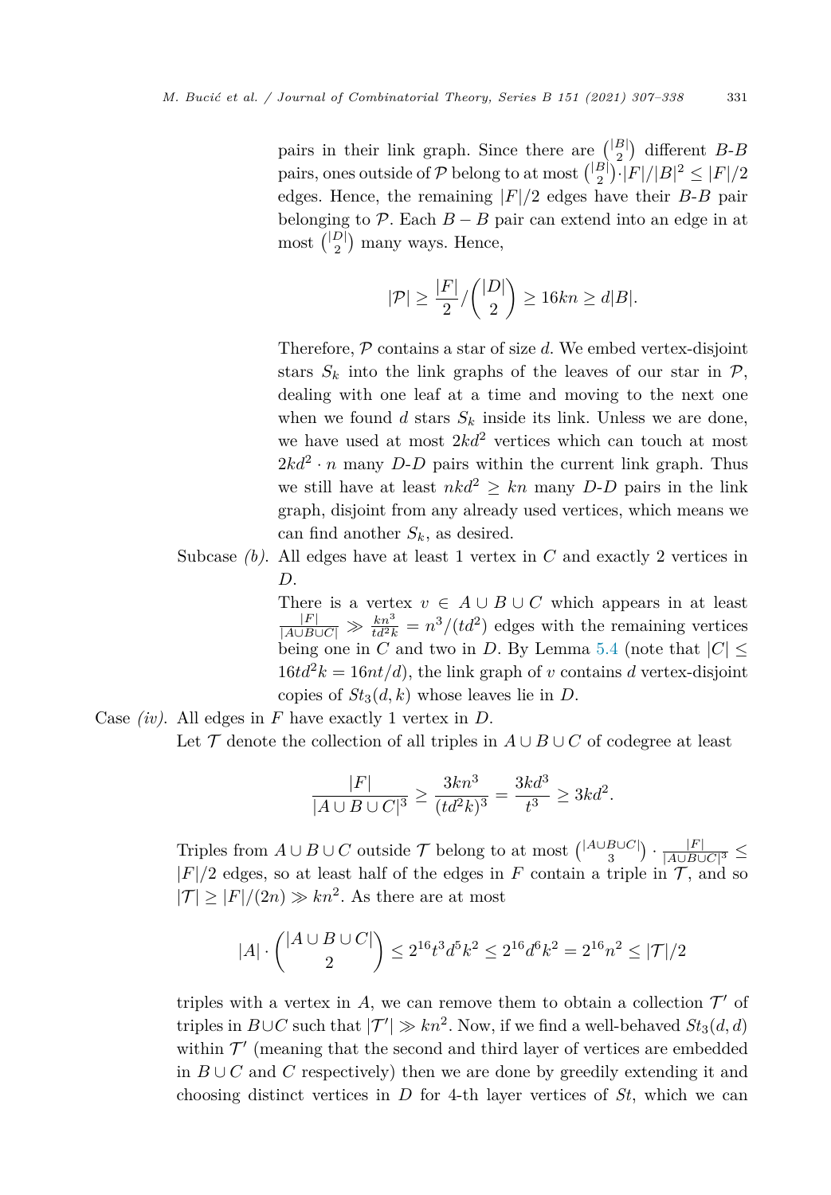pairs in their link graph. Since there are $\binom{|B|}{2}$ different $B$-$B$ pairs, ones outside of $\mathcal{P}$ belong to at most $\binom{|B|}{2} \cdot |F|/|B|^2 \leq |F|/2$ edges. Hence, the remaining $|F|/2$ edges have their $B$-$B$ pair belonging to $\mathcal{P}$. Each $B-B$ pair can extend into an edge in at most $\binom{|D|}{2}$ many ways. Hence,

$$|\mathcal{P}| \geq \frac{|F|}{2} / \binom{|D|}{2} \geq 16kn \geq d|B|.$$

Therefore, $\mathcal{P}$ contains a star of size $d$. We embed vertex-disjoint stars $S_k$ into the link graphs of the leaves of our star in $\mathcal{P}$, dealing with one leaf at a time and moving to the next one when we found $d$ stars $S_k$ inside its link. Unless we are done, we have used at most $2kd^2$ vertices which can touch at most $2kd^2 \cdot n$ many $D$-$D$ pairs within the current link graph. Thus we still have at least $nkd^2 \geq kn$ many $D$-$D$ pairs in the link graph, disjoint from any already used vertices, which means we can find another $S_k$, as desired.

Subcase *(b)*. All edges have at least 1 vertex in $C$ and exactly 2 vertices in $D$.

There is a vertex $v \in A \cup B \cup C$ which appears in at least $\frac{|F|}{|A \cup B \cup C|} \gg \frac{kn^3}{td^2k} = n^3/(td^2)$ edges with the remaining vertices being one in $C$ and two in $D$. By Lemma 5.4 (note that $|C| \leq 16td^2k = 16nt/d$), the link graph of $v$ contains $d$ vertex-disjoint copies of $St_3(d,k)$ whose leaves lie in $D$.

Case *(iv)*. All edges in $F$ have exactly 1 vertex in $D$.

Let $\mathcal{T}$ denote the collection of all triples in $A \cup B \cup C$ of codegree at least

$$\frac{|F|}{|A \cup B \cup C|^3} \geq \frac{3kn^3}{(td^2k)^3} = \frac{3kd^3}{t^3} \geq 3kd^2.$$

Triples from $A \cup B \cup C$ outside $\mathcal{T}$ belong to at most $\binom{|A \cup B \cup C|}{3} \cdot \frac{|F|}{|A \cup B \cup C|^3} \leq |F|/2$ edges, so at least half of the edges in $F$ contain a triple in $\mathcal{T}$, and so $|\mathcal{T}| \geq |F|/(2n) \gg kn^2$. As there are at most

$$|A| \cdot \binom{|A \cup B \cup C|}{2} \leq 2^{16}t^3d^5k^2 \leq 2^{16}d^6k^2 = 2^{16}n^2 \leq |\mathcal{T}|/2$$

triples with a vertex in $A$, we can remove them to obtain a collection $\mathcal{T}'$ of triples in $B \cup C$ such that $|\mathcal{T}'| \gg kn^2$. Now, if we find a well-behaved $St_3(d,d)$ within $\mathcal{T}'$ (meaning that the second and third layer of vertices are embedded in $B \cup C$ and $C$ respectively) then we are done by greedily extending it and choosing distinct vertices in $D$ for 4-th layer vertices of $St$, which we can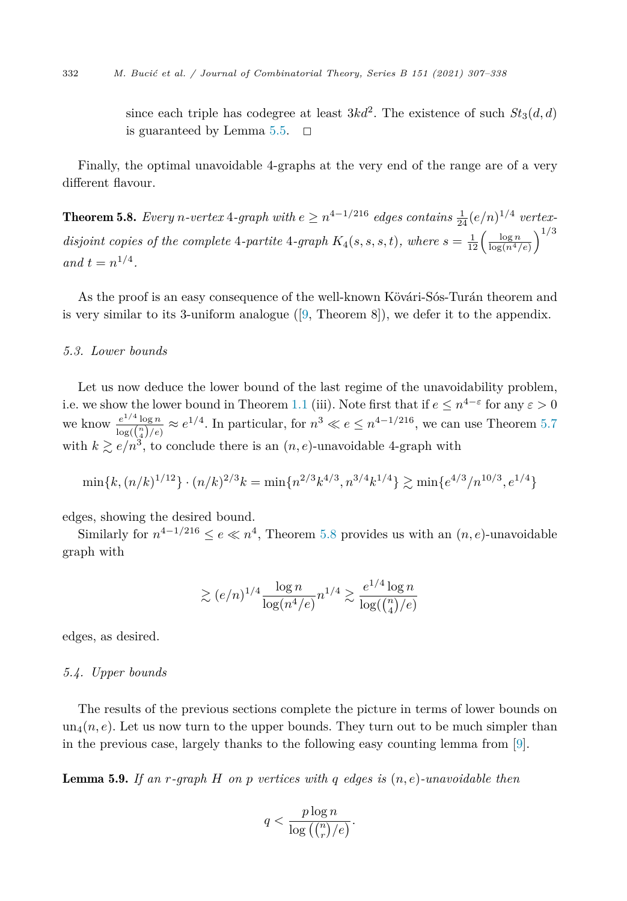since each triple has codegree at least $3kd^2$. The existence of such $St_3(d,d)$ is guaranteed by Lemma 5.5. $\square$

Finally, the optimal unavoidable 4-graphs at the very end of the range are of a very different flavour.

**Theorem 5.8.** *Every $n$-vertex 4-graph with $e \geq n^{4-1/216}$ edges contains $\frac{1}{24}(e/n)^{1/4}$ vertex-disjoint copies of the complete 4-partite 4-graph $K_4(s,s,s,t)$, where $s = \frac{1}{12}\left(\frac{\log n}{\log(n^4/e)}\right)^{1/3}$ and $t = n^{1/4}$.*

As the proof is an easy consequence of the well-known Kövári-Sós-Turán theorem and is very similar to its 3-uniform analogue ([9, Theorem 8]), we defer it to the appendix.

### 5.3. Lower bounds

Let us now deduce the lower bound of the last regime of the unavoidability problem, i.e. we show the lower bound in Theorem 1.1 (iii). Note first that if $e \leq n^{4-\varepsilon}$ for any $\varepsilon > 0$ we know $\frac{e^{1/4}\log n}{\log(\binom{n}{4}/e)} \approx e^{1/4}$. In particular, for $n^3 \ll e \leq n^{4-1/216}$, we can use Theorem 5.7 with $k \gtrsim e/n^3$, to conclude there is an $(n,e)$-unavoidable 4-graph with

$$\min\{k, (n/k)^{1/12}\} \cdot (n/k)^{2/3}k = \min\{n^{2/3}k^{4/3}, n^{3/4}k^{1/4}\} \gtrsim \min\{e^{4/3}/n^{10/3}, e^{1/4}\}$$

edges, showing the desired bound.

Similarly for $n^{4-1/216} \leq e \ll n^4$, Theorem 5.8 provides us with an $(n,e)$-unavoidable graph with

$$\gtrsim (e/n)^{1/4}\frac{\log n}{\log(n^4/e)}n^{1/4} \gtrsim \frac{e^{1/4}\log n}{\log(\binom{n}{4}/e)}$$

edges, as desired.

### 5.4. Upper bounds

The results of the previous sections complete the picture in terms of lower bounds on $\mathrm{un}_4(n,e)$. Let us now turn to the upper bounds. They turn out to be much simpler than in the previous case, largely thanks to the following easy counting lemma from [9].

**Lemma 5.9.** *If an $r$-graph $H$ on $p$ vertices with $q$ edges is $(n,e)$-unavoidable then*

$$q < \frac{p\log n}{\log\left(\binom{n}{r}/e\right)}.$$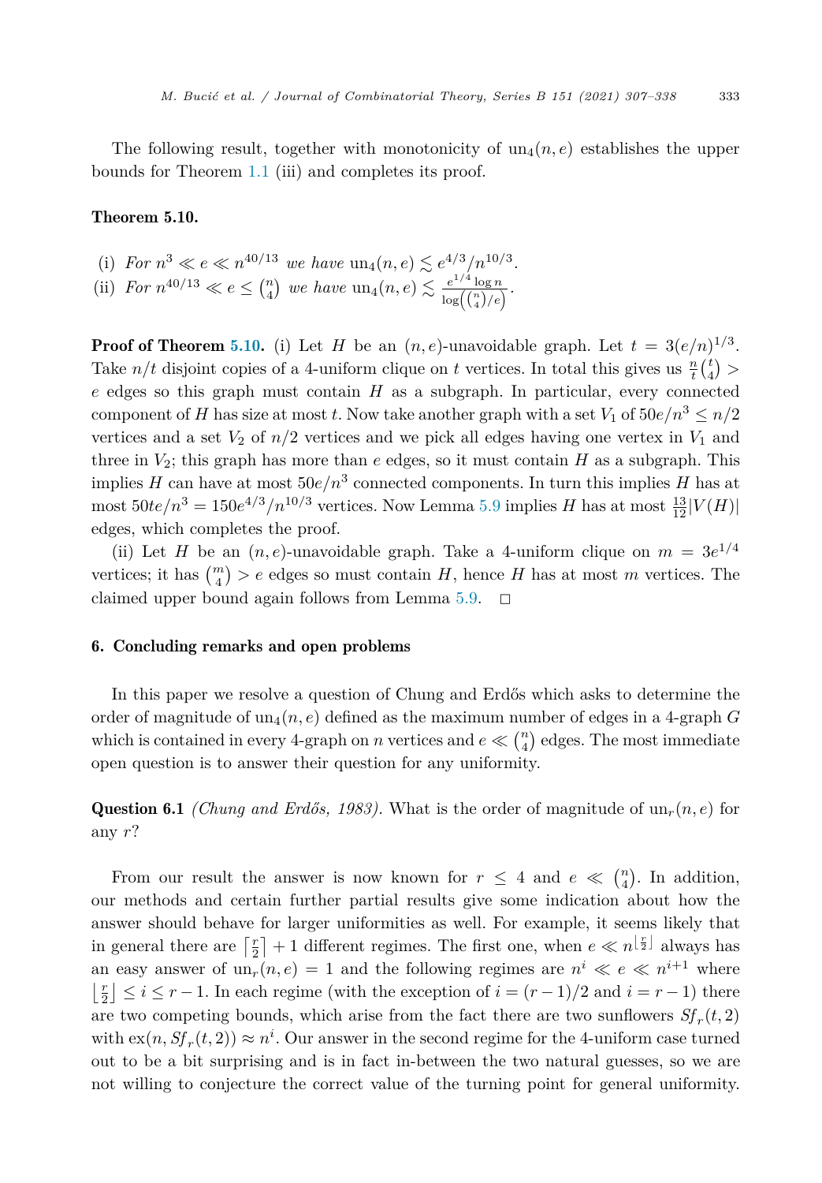The following result, together with monotonicity of $\mathrm{un}_4(n, e)$ establishes the upper bounds for Theorem 1.1 (iii) and completes its proof.

**Theorem 5.10.**

(i) *For* $n^3 \ll e \ll n^{40/13}$ *we have* $\mathrm{un}_4(n, e) \lesssim e^{4/3}/n^{10/3}$.

(ii) *For* $n^{40/13} \ll e \leq \binom{n}{4}$ *we have* $\mathrm{un}_4(n, e) \lesssim \frac{e^{1/4}\log n}{\log\left(\binom{n}{4}/e\right)}$.

**Proof of Theorem 5.10.** (i) Let $H$ be an $(n, e)$-unavoidable graph. Let $t = 3(e/n)^{1/3}$. Take $n/t$ disjoint copies of a 4-uniform clique on $t$ vertices. In total this gives us $\frac{n}{t}\binom{t}{4} > e$ edges so this graph must contain $H$ as a subgraph. In particular, every connected component of $H$ has size at most $t$. Now take another graph with a set $V_1$ of $50e/n^3 \leq n/2$ vertices and a set $V_2$ of $n/2$ vertices and we pick all edges having one vertex in $V_1$ and three in $V_2$; this graph has more than $e$ edges, so it must contain $H$ as a subgraph. This implies $H$ can have at most $50e/n^3$ connected components. In turn this implies $H$ has at most $50te/n^3 = 150e^{4/3}/n^{10/3}$ vertices. Now Lemma 5.9 implies $H$ has at most $\frac{13}{12}|V(H)|$ edges, which completes the proof.

(ii) Let $H$ be an $(n, e)$-unavoidable graph. Take a 4-uniform clique on $m = 3e^{1/4}$ vertices; it has $\binom{m}{4} > e$ edges so must contain $H$, hence $H$ has at most $m$ vertices. The claimed upper bound again follows from Lemma 5.9. $\square$

## 6. Concluding remarks and open problems

In this paper we resolve a question of Chung and Erdős which asks to determine the order of magnitude of $\mathrm{un}_4(n, e)$ defined as the maximum number of edges in a 4-graph $G$ which is contained in every 4-graph on $n$ vertices and $e \ll \binom{n}{4}$ edges. The most immediate open question is to answer their question for any uniformity.

**Question 6.1** *(Chung and Erdős, 1983).* What is the order of magnitude of $\mathrm{un}_r(n, e)$ for any $r$?

From our result the answer is now known for $r \leq 4$ and $e \ll \binom{n}{4}$. In addition, our methods and certain further partial results give some indication about how the answer should behave for larger uniformities as well. For example, it seems likely that in general there are $\left\lceil \frac{r}{2} \right\rceil + 1$ different regimes. The first one, when $e \ll n^{\lfloor \frac{r}{2} \rfloor}$ always has an easy answer of $\mathrm{un}_r(n, e) = 1$ and the following regimes are $n^i \ll e \ll n^{i+1}$ where $\left\lfloor \frac{r}{2} \right\rfloor \leq i \leq r-1$. In each regime (with the exception of $i = (r-1)/2$ and $i = r-1$) there are two competing bounds, which arise from the fact there are two sunflowers $Sf_r(t, 2)$ with $\mathrm{ex}(n, Sf_r(t, 2)) \approx n^i$. Our answer in the second regime for the 4-uniform case turned out to be a bit surprising and is in fact in-between the two natural guesses, so we are not willing to conjecture the correct value of the turning point for general uniformity.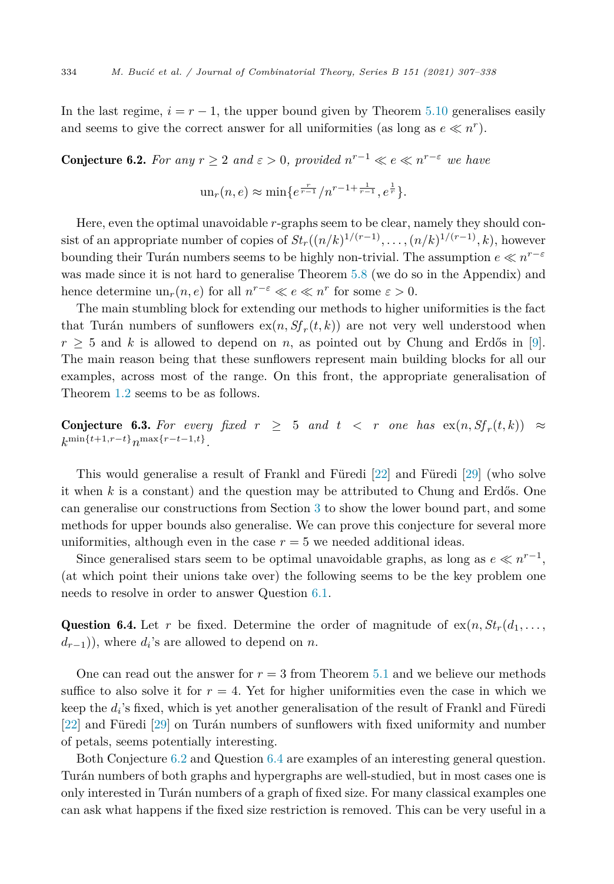In the last regime, $i = r - 1$, the upper bound given by Theorem 5.10 generalises easily and seems to give the correct answer for all uniformities (as long as $e \ll n^r$).

**Conjecture 6.2.** *For any $r \geq 2$ and $\varepsilon > 0$, provided $n^{r-1} \ll e \ll n^{r-\varepsilon}$ we have*

$$\mathrm{un}_r(n, e) \approx \min\{e^{\frac{r}{r-1}}/n^{r-1+\frac{1}{r-1}}, e^{\frac{1}{r}}\}.$$

Here, even the optimal unavoidable $r$-graphs seem to be clear, namely they should consist of an appropriate number of copies of $St_r((n/k)^{1/(r-1)}, \ldots, (n/k)^{1/(r-1)}, k)$, however bounding their Turán numbers seems to be highly non-trivial. The assumption $e \ll n^{r-\varepsilon}$ was made since it is not hard to generalise Theorem 5.8 (we do so in the Appendix) and hence determine $\mathrm{un}_r(n, e)$ for all $n^{r-\varepsilon} \ll e \ll n^r$ for some $\varepsilon > 0$.

The main stumbling block for extending our methods to higher uniformities is the fact that Turán numbers of sunflowers $\mathrm{ex}(n, Sf_r(t, k))$ are not very well understood when $r \geq 5$ and $k$ is allowed to depend on $n$, as pointed out by Chung and Erdős in [9]. The main reason being that these sunflowers represent main building blocks for all our examples, across most of the range. On this front, the appropriate generalisation of Theorem 1.2 seems to be as follows.

**Conjecture 6.3.** *For every fixed $r \geq 5$ and $t < r$ one has $\mathrm{ex}(n, Sf_r(t, k)) \approx k^{\min\{t+1, r-t\}} n^{\max\{r-t-1, t\}}$.*

This would generalise a result of Frankl and Füredi [22] and Füredi [29] (who solve it when $k$ is a constant) and the question may be attributed to Chung and Erdős. One can generalise our constructions from Section 3 to show the lower bound part, and some methods for upper bounds also generalise. We can prove this conjecture for several more uniformities, although even in the case $r = 5$ we needed additional ideas.

Since generalised stars seem to be optimal unavoidable graphs, as long as $e \ll n^{r-1}$, (at which point their unions take over) the following seems to be the key problem one needs to resolve in order to answer Question 6.1.

**Question 6.4.** Let $r$ be fixed. Determine the order of magnitude of $\mathrm{ex}(n, St_r(d_1, \ldots, d_{r-1}))$, where $d_i$'s are allowed to depend on $n$.

One can read out the answer for $r = 3$ from Theorem 5.1 and we believe our methods suffice to also solve it for $r = 4$. Yet for higher uniformities even the case in which we keep the $d_i$'s fixed, which is yet another generalisation of the result of Frankl and Füredi [22] and Füredi [29] on Turán numbers of sunflowers with fixed uniformity and number of petals, seems potentially interesting.

Both Conjecture 6.2 and Question 6.4 are examples of an interesting general question. Turán numbers of both graphs and hypergraphs are well-studied, but in most cases one is only interested in Turán numbers of a graph of fixed size. For many classical examples one can ask what happens if the fixed size restriction is removed. This can be very useful in a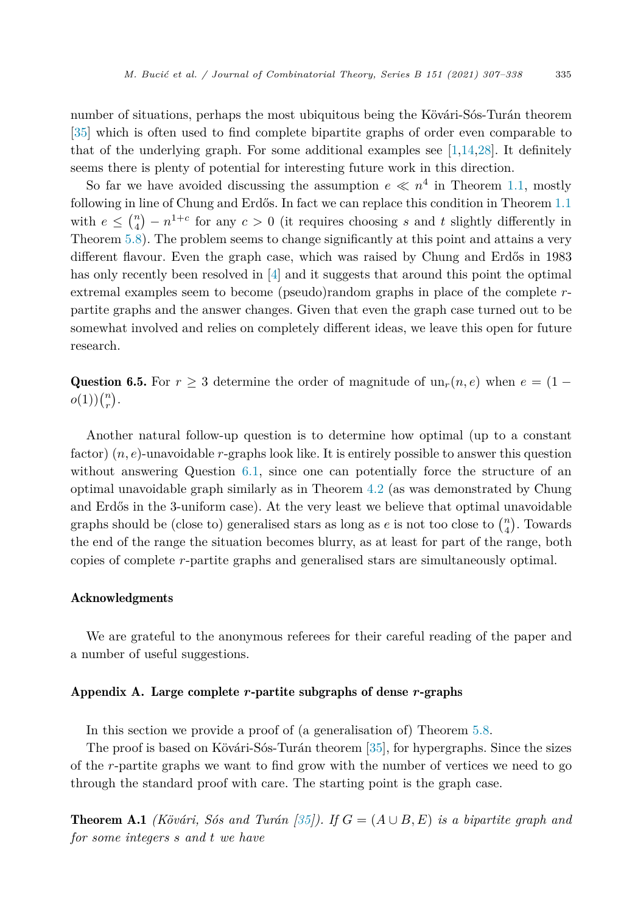number of situations, perhaps the most ubiquitous being the Kövári-Sós-Turán theorem [35] which is often used to find complete bipartite graphs of order even comparable to that of the underlying graph. For some additional examples see [1,14,28]. It definitely seems there is plenty of potential for interesting future work in this direction.

So far we have avoided discussing the assumption $e \ll n^4$ in Theorem 1.1, mostly following in line of Chung and Erdős. In fact we can replace this condition in Theorem 1.1 with $e \le \binom{n}{4} - n^{1+c}$ for any $c > 0$ (it requires choosing $s$ and $t$ slightly differently in Theorem 5.8). The problem seems to change significantly at this point and attains a very different flavour. Even the graph case, which was raised by Chung and Erdős in 1983 has only recently been resolved in [4] and it suggests that around this point the optimal extremal examples seem to become (pseudo)random graphs in place of the complete $r$-partite graphs and the answer changes. Given that even the graph case turned out to be somewhat involved and relies on completely different ideas, we leave this open for future research.

**Question 6.5.** For $r \ge 3$ determine the order of magnitude of $\mathrm{un}_r(n, e)$ when $e = (1 - o(1))\binom{n}{r}$.

Another natural follow-up question is to determine how optimal (up to a constant factor) $(n, e)$-unavoidable $r$-graphs look like. It is entirely possible to answer this question without answering Question 6.1, since one can potentially force the structure of an optimal unavoidable graph similarly as in Theorem 4.2 (as was demonstrated by Chung and Erdős in the 3-uniform case). At the very least we believe that optimal unavoidable graphs should be (close to) generalised stars as long as $e$ is not too close to $\binom{n}{4}$. Towards the end of the range the situation becomes blurry, as at least for part of the range, both copies of complete $r$-partite graphs and generalised stars are simultaneously optimal.

## Acknowledgments

We are grateful to the anonymous referees for their careful reading of the paper and a number of useful suggestions.

## Appendix A. Large complete $r$-partite subgraphs of dense $r$-graphs

In this section we provide a proof of (a generalisation of) Theorem 5.8.

The proof is based on Kövári-Sós-Turán theorem [35], for hypergraphs. Since the sizes of the $r$-partite graphs we want to find grow with the number of vertices we need to go through the standard proof with care. The starting point is the graph case.

**Theorem A.1** *(Kövári, Sós and Turán [35]). If $G = (A \cup B, E)$ is a bipartite graph and for some integers $s$ and $t$ we have*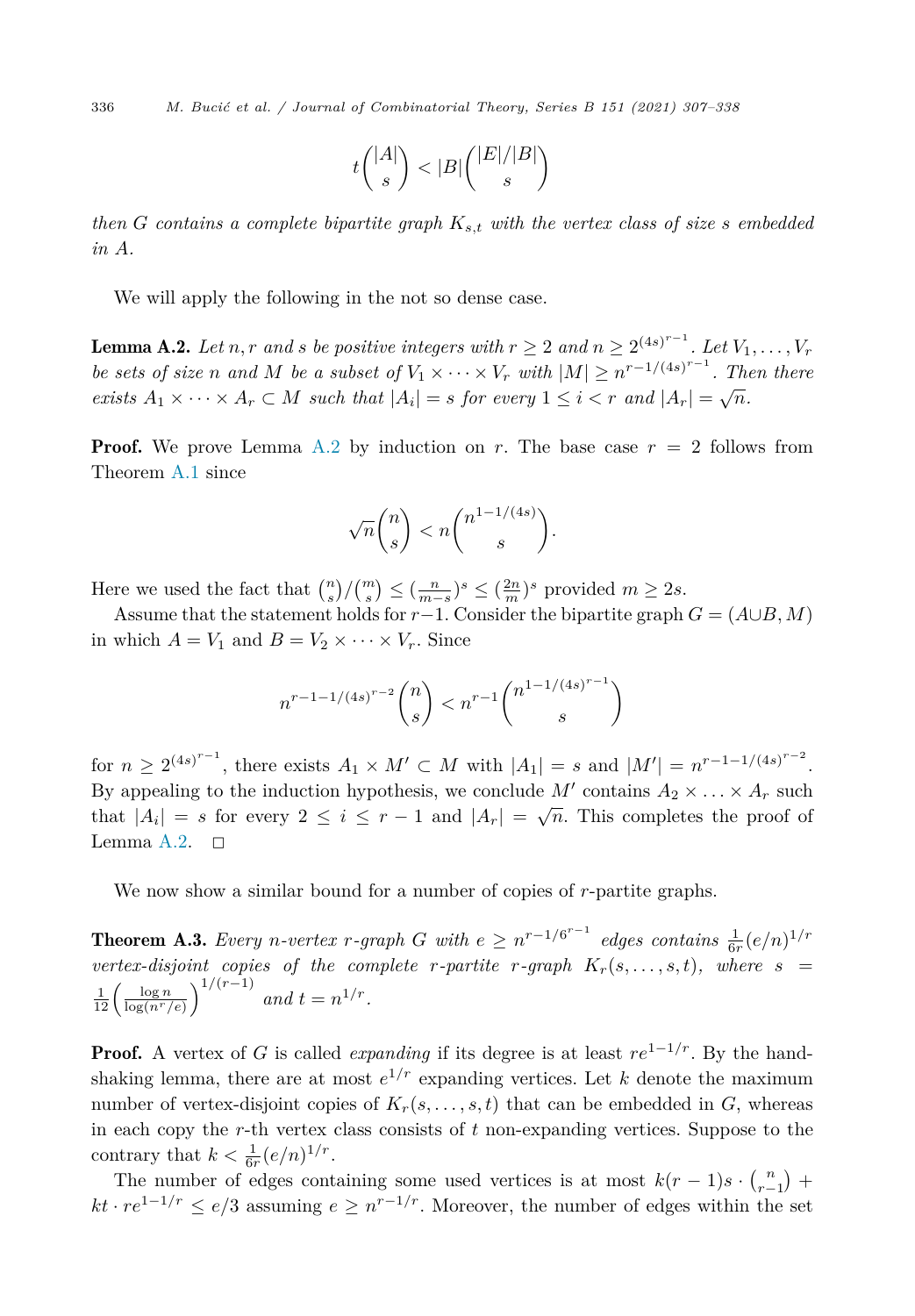$$t\binom{|A|}{s} < |B|\binom{|E|/|B|}{s}$$

*then $G$ contains a complete bipartite graph $K_{s,t}$ with the vertex class of size $s$ embedded in $A$.*

We will apply the following in the not so dense case.

**Lemma A.2.** *Let $n, r$ and $s$ be positive integers with $r \geq 2$ and $n \geq 2^{(4s)^{r-1}}$. Let $V_1, \ldots, V_r$ be sets of size $n$ and $M$ be a subset of $V_1 \times \cdots \times V_r$ with $|M| \geq n^{r-1/(4s)^{r-1}}$. Then there exists $A_1 \times \cdots \times A_r \subset M$ such that $|A_i| = s$ for every $1 \leq i < r$ and $|A_r| = \sqrt{n}$.*

**Proof.** We prove Lemma A.2 by induction on $r$. The base case $r = 2$ follows from Theorem A.1 since

$$\sqrt{n}\binom{n}{s} < n\binom{n^{1-1/(4s)}}{s}.$$

Here we used the fact that $\binom{n}{s}/\binom{m}{s} \leq (\frac{n}{m-s})^s \leq (\frac{2n}{m})^s$ provided $m \geq 2s$.

Assume that the statement holds for $r-1$. Consider the bipartite graph $G = (A \cup B, M)$ in which $A = V_1$ and $B = V_2 \times \cdots \times V_r$. Since

$$n^{r-1-1/(4s)^{r-2}}\binom{n}{s} < n^{r-1}\binom{n^{1-1/(4s)^{r-1}}}{s}$$

for $n \geq 2^{(4s)^{r-1}}$, there exists $A_1 \times M' \subset M$ with $|A_1| = s$ and $|M'| = n^{r-1-1/(4s)^{r-2}}$. By appealing to the induction hypothesis, we conclude $M'$ contains $A_2 \times \ldots \times A_r$ such that $|A_i| = s$ for every $2 \leq i \leq r-1$ and $|A_r| = \sqrt{n}$. This completes the proof of Lemma A.2. $\square$

We now show a similar bound for a number of copies of $r$-partite graphs.

**Theorem A.3.** *Every $n$-vertex $r$-graph $G$ with $e \geq n^{r-1/6^{r-1}}$ edges contains $\frac{1}{6r}(e/n)^{1/r}$ vertex-disjoint copies of the complete $r$-partite $r$-graph $K_r(s, \ldots, s, t)$, where $s = \frac{1}{12}\left(\frac{\log n}{\log(n^r/e)}\right)^{1/(r-1)}$ and $t = n^{1/r}$.*

**Proof.** A vertex of $G$ is called *expanding* if its degree is at least $re^{1-1/r}$. By the handshaking lemma, there are at most $e^{1/r}$ expanding vertices. Let $k$ denote the maximum number of vertex-disjoint copies of $K_r(s, \ldots, s, t)$ that can be embedded in $G$, whereas in each copy the $r$-th vertex class consists of $t$ non-expanding vertices. Suppose to the contrary that $k < \frac{1}{6r}(e/n)^{1/r}$.

The number of edges containing some used vertices is at most $k(r-1)s \cdot \binom{n}{r-1} + kt \cdot re^{1-1/r} \leq e/3$ assuming $e \geq n^{r-1/r}$. Moreover, the number of edges within the set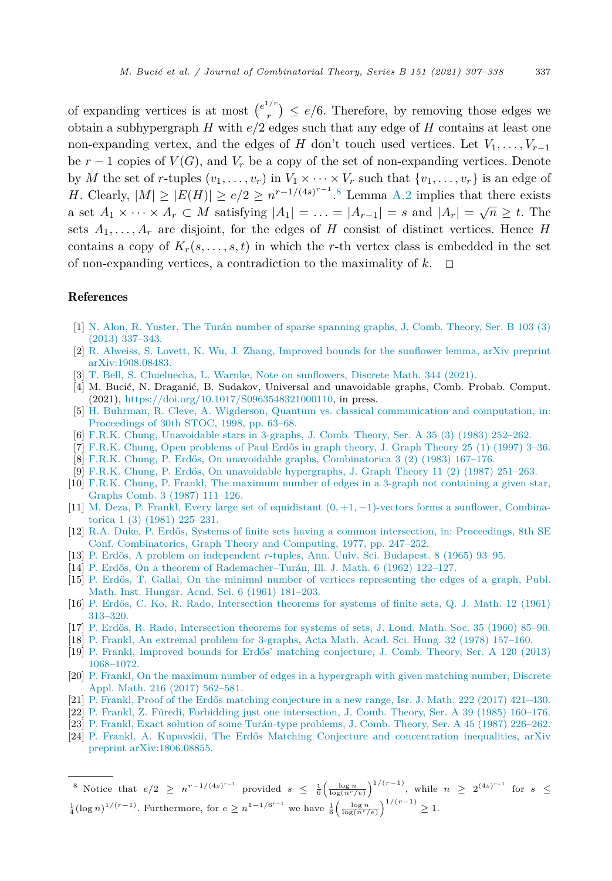of expanding vertices is at most $\binom{e^{1/r}}{r} \leq e/6$. Therefore, by removing those edges we obtain a subhypergraph $H$ with $e/2$ edges such that any edge of $H$ contains at least one non-expanding vertex, and the edges of $H$ don't touch used vertices. Let $V_1, \ldots, V_{r-1}$ be $r-1$ copies of $V(G)$, and $V_r$ be a copy of the set of non-expanding vertices. Denote by $M$ the set of $r$-tuples $(v_1, \ldots, v_r)$ in $V_1 \times \cdots \times V_r$ such that $\{v_1, \ldots, v_r\}$ is an edge of $H$. Clearly, $|M| \geq |E(H)| \geq e/2 \geq n^{r-1/(4s)^{r-1}}$.[8] Lemma A.2 implies that there exists a set $A_1 \times \cdots \times A_r \subset M$ satisfying $|A_1| = \ldots = |A_{r-1}| = s$ and $|A_r| = \sqrt{n} \geq t$. The sets $A_1, \ldots, A_r$ are disjoint, for the edges of $H$ consist of distinct vertices. Hence $H$ contains a copy of $K_r(s, \ldots, s, t)$ in which the $r$-th vertex class is embedded in the set of non-expanding vertices, a contradiction to the maximality of $k$. $\square$

## References

[1] N. Alon, R. Yuster, The Turán number of sparse spanning graphs, J. Comb. Theory, Ser. B 103 (3) (2013) 337–343.

[2] R. Alweiss, S. Lovett, K. Wu, J. Zhang, Improved bounds for the sunflower lemma, arXiv preprint arXiv:1908.08483.

[3] T. Bell, S. Chueluecha, L. Warnke, Note on sunflowers, Discrete Math. 344 (2021).

[4] M. Bucić, N. Draganić, B. Sudakov, Universal and unavoidable graphs, Comb. Probab. Comput. (2021), https://doi.org/10.1017/S0963548321000110, in press.

[5] H. Buhrman, R. Cleve, A. Wigderson, Quantum vs. classical communication and computation, in: Proceedings of 30th STOC, 1998, pp. 63–68.

[6] F.R.K. Chung, Unavoidable stars in 3-graphs, J. Comb. Theory, Ser. A 35 (3) (1983) 252–262.

[7] F.R.K. Chung, Open problems of Paul Erdős in graph theory, J. Graph Theory 25 (1) (1997) 3–36.

[8] F.R.K. Chung, P. Erdős, On unavoidable graphs, Combinatorica 3 (2) (1983) 167–176.

[9] F.R.K. Chung, P. Erdős, On unavoidable hypergraphs, J. Graph Theory 11 (2) (1987) 251–263.

[10] F.R.K. Chung, P. Frankl, The maximum number of edges in a 3-graph not containing a given star, Graphs Comb. 3 (1987) 111–126.

[11] M. Deza, P. Frankl, Every large set of equidistant $(0, +1, -1)$-vectors forms a sunflower, Combinatorica 1 (3) (1981) 225–231.

[12] R.A. Duke, P. Erdős, Systems of finite sets having a common intersection, in: Proceedings, 8th SE Conf. Combinatorics, Graph Theory and Computing, 1977, pp. 247–252.

[13] P. Erdős, A problem on independent $r$-tuples, Ann. Univ. Sci. Budapest. 8 (1965) 93–95.

[14] P. Erdős, On a theorem of Rademacher–Turán, Ill. J. Math. 6 (1962) 122–127.

[15] P. Erdős, T. Gallai, On the minimal number of vertices representing the edges of a graph, Publ. Math. Inst. Hungar. Acnd. Sci. 6 (1961) 181–203.

[16] P. Erdős, C. Ko, R. Rado, Intersection theorems for systems of finite sets, Q. J. Math. 12 (1961) 313–320.

[17] P. Erdős, R. Rado, Intersection theorems for systems of sets, J. Lond. Math. Soc. 35 (1960) 85–90.

[18] P. Frankl, An extremal problem for 3-graphs, Acta Math. Acad. Sci. Hung. 32 (1978) 157–160.

[19] P. Frankl, Improved bounds for Erdős' matching conjecture, J. Comb. Theory, Ser. A 120 (2013) 1068–1072.

[20] P. Frankl, On the maximum number of edges in a hypergraph with given matching number, Discrete Appl. Math. 216 (2017) 562–581.

[21] P. Frankl, Proof of the Erdős matching conjecture in a new range, Isr. J. Math. 222 (2017) 421–430.

[22] P. Frankl, Z. Füredi, Forbidding just one intersection, J. Comb. Theory, Ser. A 39 (1985) 160–176.

[23] P. Frankl, Exact solution of some Turán-type problems, J. Comb. Theory, Ser. A 45 (1987) 226–262.

[24] P. Frankl, A. Kupavskii, The Erdős Matching Conjecture and concentration inequalities, arXiv preprint arXiv:1806.08855.

---

[8] Notice that $e/2 \geq n^{r-1/(4s)^{r-1}}$ provided $s \leq \frac{1}{6}\left(\frac{\log n}{\log(n^r/e)}\right)^{1/(r-1)}$, while $n \geq 2^{(4s)^{r-1}}$ for $s \leq \frac{1}{4}(\log n)^{1/(r-1)}$. Furthermore, for $e \geq n^{1-1/6^{r-1}}$ we have $\frac{1}{6}\left(\frac{\log n}{\log(n^r/e)}\right)^{1/(r-1)} \geq 1$.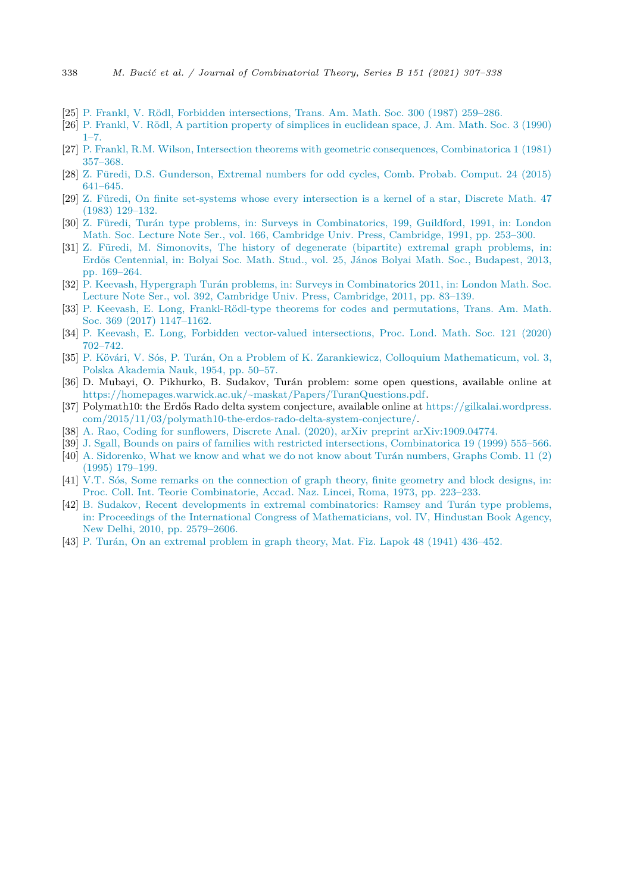[25] P. Frankl, V. Rödl, Forbidden intersections, Trans. Am. Math. Soc. 300 (1987) 259–286.

[26] P. Frankl, V. Rödl, A partition property of simplices in euclidean space, J. Am. Math. Soc. 3 (1990) 1–7.

[27] P. Frankl, R.M. Wilson, Intersection theorems with geometric consequences, Combinatorica 1 (1981) 357–368.

[28] Z. Füredi, D.S. Gunderson, Extremal numbers for odd cycles, Comb. Probab. Comput. 24 (2015) 641–645.

[29] Z. Füredi, On finite set-systems whose every intersection is a kernel of a star, Discrete Math. 47 (1983) 129–132.

[30] Z. Füredi, Turán type problems, in: Surveys in Combinatorics, 199, Guildford, 1991, in: London Math. Soc. Lecture Note Ser., vol. 166, Cambridge Univ. Press, Cambridge, 1991, pp. 253–300.

[31] Z. Füredi, M. Simonovits, The history of degenerate (bipartite) extremal graph problems, in: Erdös Centennial, in: Bolyai Soc. Math. Stud., vol. 25, János Bolyai Math. Soc., Budapest, 2013, pp. 169–264.

[32] P. Keevash, Hypergraph Turán problems, in: Surveys in Combinatorics 2011, in: London Math. Soc. Lecture Note Ser., vol. 392, Cambridge Univ. Press, Cambridge, 2011, pp. 83–139.

[33] P. Keevash, E. Long, Frankl-Rödl-type theorems for codes and permutations, Trans. Am. Math. Soc. 369 (2017) 1147–1162.

[34] P. Keevash, E. Long, Forbidden vector-valued intersections, Proc. Lond. Math. Soc. 121 (2020) 702–742.

[35] P. Kövári, V. Sós, P. Turán, On a Problem of K. Zarankiewicz, Colloquium Mathematicum, vol. 3, Polska Akademia Nauk, 1954, pp. 50–57.

[36] D. Mubayi, O. Pikhurko, B. Sudakov, Turán problem: some open questions, available online at https://homepages.warwick.ac.uk/~maskat/Papers/TuranQuestions.pdf.

[37] Polymath10: the Erdős Rado delta system conjecture, available online at https://gilkalai.wordpress.com/2015/11/03/polymath10-the-erdos-rado-delta-system-conjecture/.

[38] A. Rao, Coding for sunflowers, Discrete Anal. (2020), arXiv preprint arXiv:1909.04774.

[39] J. Sgall, Bounds on pairs of families with restricted intersections, Combinatorica 19 (1999) 555–566.

[40] A. Sidorenko, What we know and what we do not know about Turán numbers, Graphs Comb. 11 (2) (1995) 179–199.

[41] V.T. Sós, Some remarks on the connection of graph theory, finite geometry and block designs, in: Proc. Coll. Int. Teorie Combinatorie, Accad. Naz. Lincei, Roma, 1973, pp. 223–233.

[42] B. Sudakov, Recent developments in extremal combinatorics: Ramsey and Turán type problems, in: Proceedings of the International Congress of Mathematicians, vol. IV, Hindustan Book Agency, New Delhi, 2010, pp. 2579–2606.

[43] P. Turán, On an extremal problem in graph theory, Mat. Fiz. Lapok 48 (1941) 436–452.